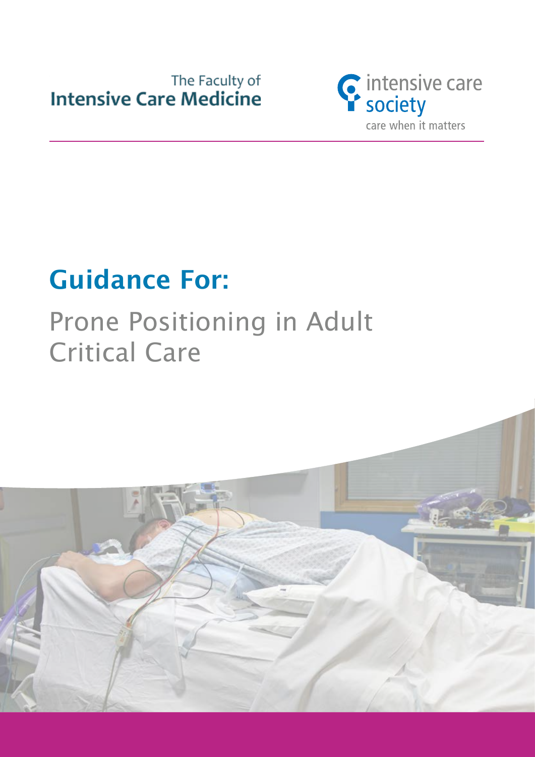The Faculty of
**Intensive Care Medicine**

intensive care
society
care when it matters

# Guidance For:

## Prone Positioning in Adult Critical Care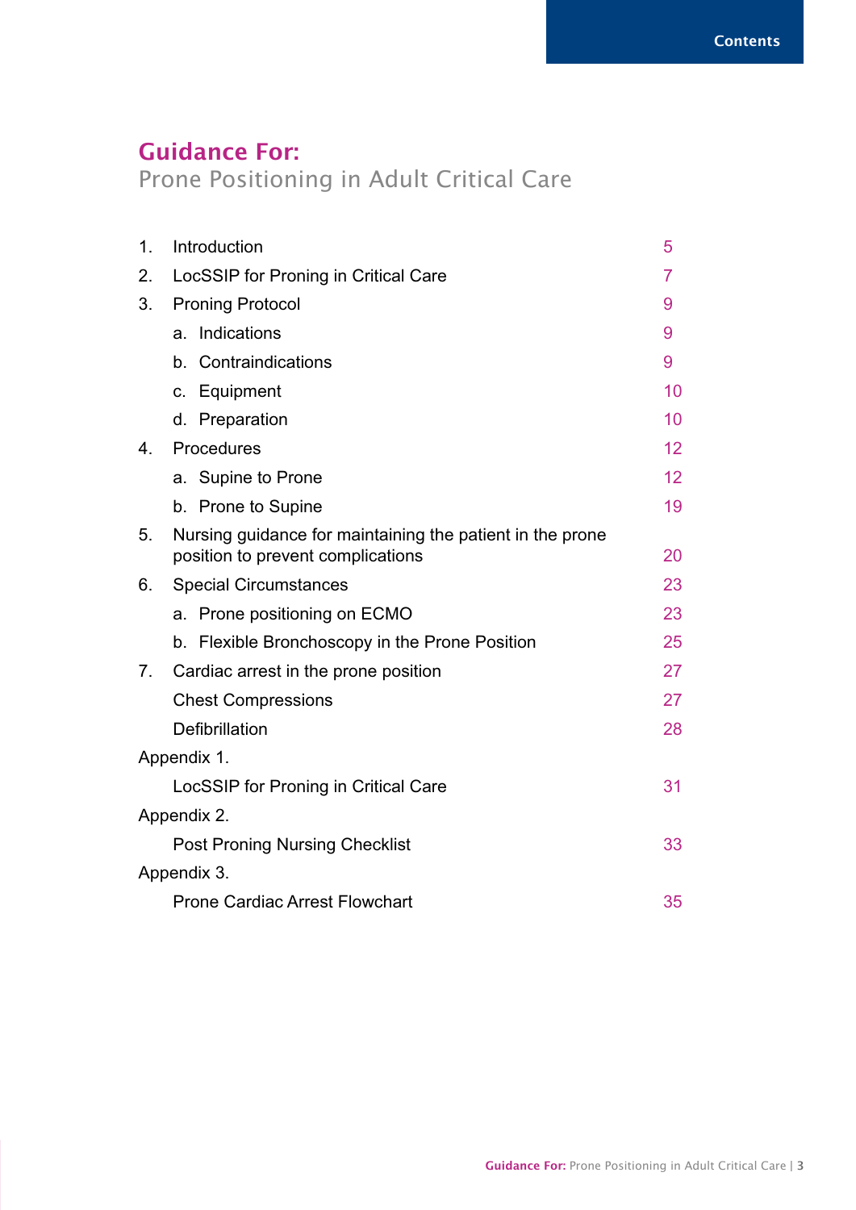# Guidance For:
## Prone Positioning in Adult Critical Care

| | | |
|---|---|---|
| 1. | Introduction | 5 |
| 2. | LocSSIP for Proning in Critical Care | 7 |
| 3. | Proning Protocol | 9 |
| | a. Indications | 9 |
| | b. Contraindications | 9 |
| | c. Equipment | 10 |
| | d. Preparation | 10 |
| 4. | Procedures | 12 |
| | a. Supine to Prone | 12 |
| | b. Prone to Supine | 19 |
| 5. | Nursing guidance for maintaining the patient in the prone position to prevent complications | 20 |
| 6. | Special Circumstances | 23 |
| | a. Prone positioning on ECMO | 23 |
| | b. Flexible Bronchoscopy in the Prone Position | 25 |
| 7. | Cardiac arrest in the prone position | 27 |
| | Chest Compressions | 27 |
| | Defibrillation | 28 |
| Appendix 1. | | |
| | LocSSIP for Proning in Critical Care | 31 |
| Appendix 2. | | |
| | Post Proning Nursing Checklist | 33 |
| Appendix 3. | | |
| | Prone Cardiac Arrest Flowchart | 35 |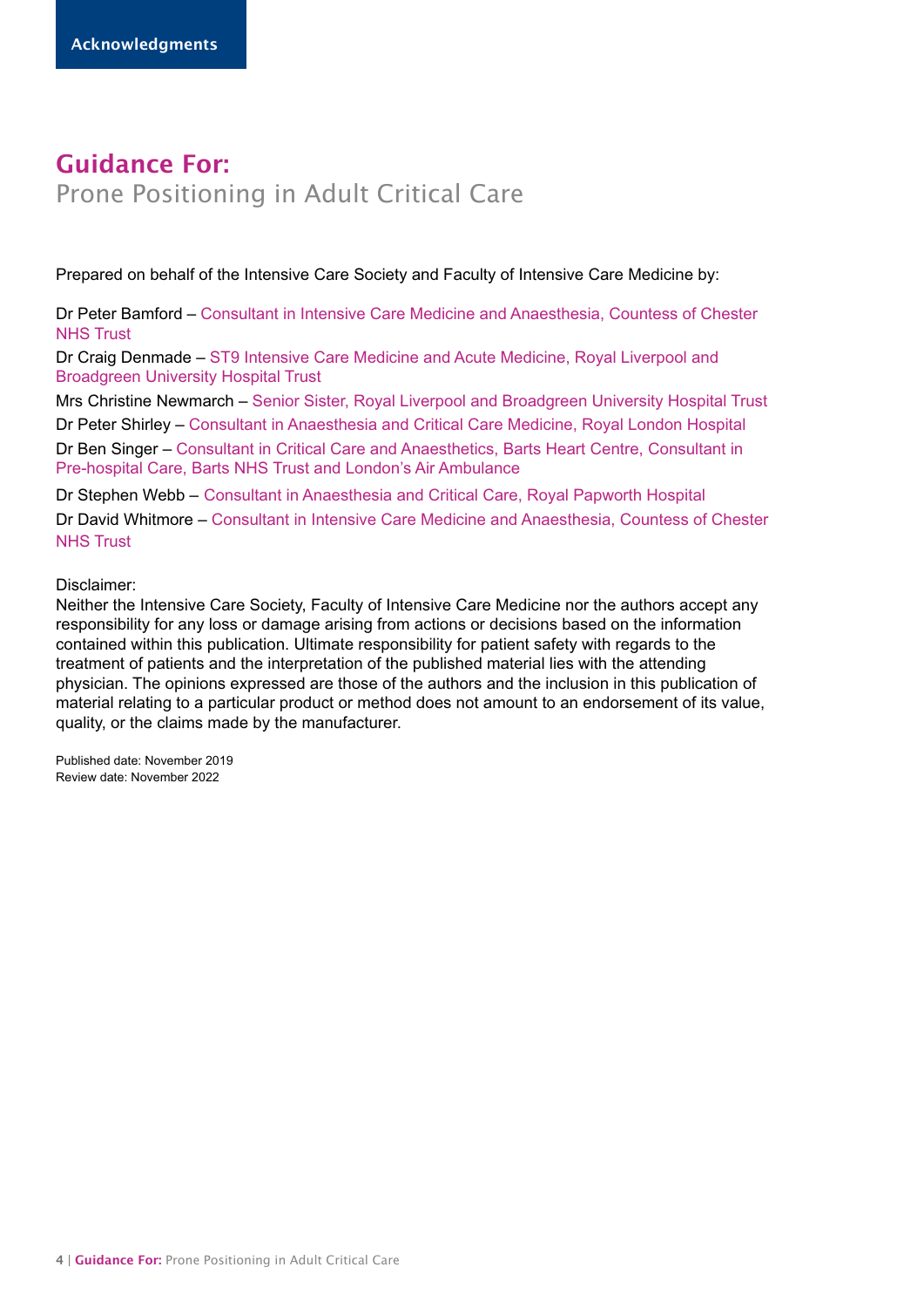Acknowledgments

# Guidance For:
## Prone Positioning in Adult Critical Care

Prepared on behalf of the Intensive Care Society and Faculty of Intensive Care Medicine by:

Dr Peter Bamford – Consultant in Intensive Care Medicine and Anaesthesia, Countess of Chester NHS Trust

Dr Craig Denmade – ST9 Intensive Care Medicine and Acute Medicine, Royal Liverpool and Broadgreen University Hospital Trust

Mrs Christine Newmarch – Senior Sister, Royal Liverpool and Broadgreen University Hospital Trust

Dr Peter Shirley – Consultant in Anaesthesia and Critical Care Medicine, Royal London Hospital

Dr Ben Singer – Consultant in Critical Care and Anaesthetics, Barts Heart Centre, Consultant in Pre-hospital Care, Barts NHS Trust and London's Air Ambulance

Dr Stephen Webb – Consultant in Anaesthesia and Critical Care, Royal Papworth Hospital

Dr David Whitmore – Consultant in Intensive Care Medicine and Anaesthesia, Countess of Chester NHS Trust

Disclaimer:
Neither the Intensive Care Society, Faculty of Intensive Care Medicine nor the authors accept any responsibility for any loss or damage arising from actions or decisions based on the information contained within this publication. Ultimate responsibility for patient safety with regards to the treatment of patients and the interpretation of the published material lies with the attending physician. The opinions expressed are those of the authors and the inclusion in this publication of material relating to a particular product or method does not amount to an endorsement of its value, quality, or the claims made by the manufacturer.

Published date: November 2019
Review date: November 2022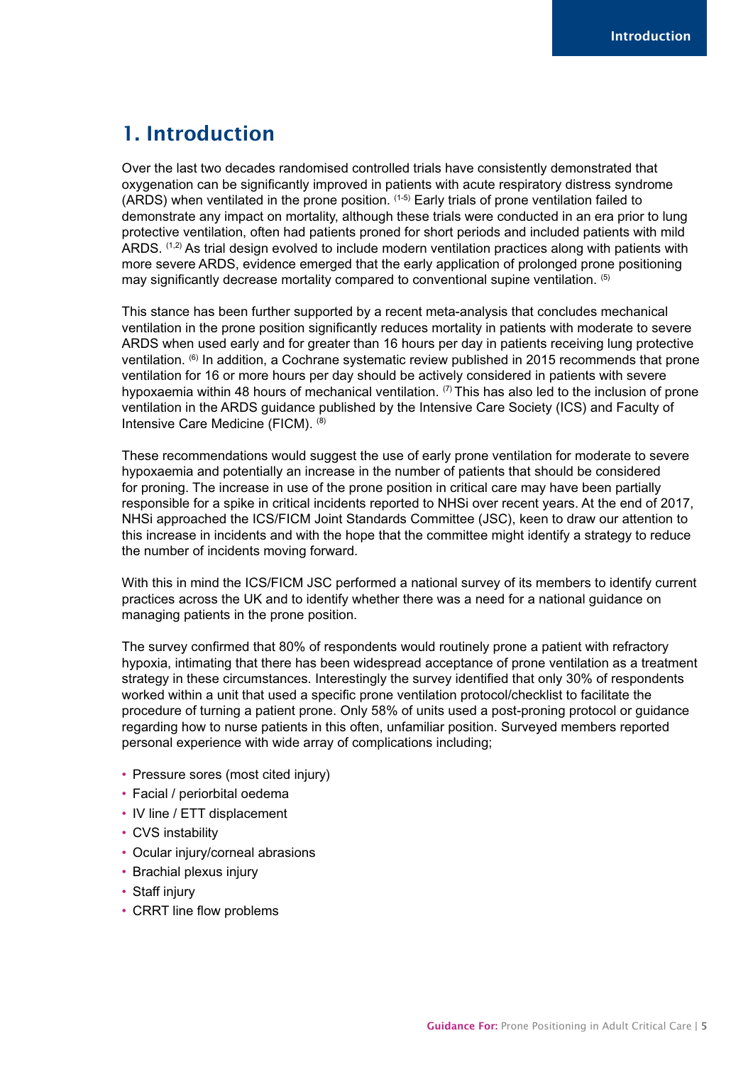# 1. Introduction

Over the last two decades randomised controlled trials have consistently demonstrated that oxygenation can be significantly improved in patients with acute respiratory distress syndrome (ARDS) when ventilated in the prone position. [1-5] Early trials of prone ventilation failed to demonstrate any impact on mortality, although these trials were conducted in an era prior to lung protective ventilation, often had patients proned for short periods and included patients with mild ARDS. [1,2] As trial design evolved to include modern ventilation practices along with patients with more severe ARDS, evidence emerged that the early application of prolonged prone positioning may significantly decrease mortality compared to conventional supine ventilation. [5]

This stance has been further supported by a recent meta-analysis that concludes mechanical ventilation in the prone position significantly reduces mortality in patients with moderate to severe ARDS when used early and for greater than 16 hours per day in patients receiving lung protective ventilation. [6] In addition, a Cochrane systematic review published in 2015 recommends that prone ventilation for 16 or more hours per day should be actively considered in patients with severe hypoxaemia within 48 hours of mechanical ventilation. [7] This has also led to the inclusion of prone ventilation in the ARDS guidance published by the Intensive Care Society (ICS) and Faculty of Intensive Care Medicine (FICM). [8]

These recommendations would suggest the use of early prone ventilation for moderate to severe hypoxaemia and potentially an increase in the number of patients that should be considered for proning. The increase in use of the prone position in critical care may have been partially responsible for a spike in critical incidents reported to NHSi over recent years. At the end of 2017, NHSi approached the ICS/FICM Joint Standards Committee (JSC), keen to draw our attention to this increase in incidents and with the hope that the committee might identify a strategy to reduce the number of incidents moving forward.

With this in mind the ICS/FICM JSC performed a national survey of its members to identify current practices across the UK and to identify whether there was a need for a national guidance on managing patients in the prone position.

The survey confirmed that 80% of respondents would routinely prone a patient with refractory hypoxia, intimating that there has been widespread acceptance of prone ventilation as a treatment strategy in these circumstances. Interestingly the survey identified that only 30% of respondents worked within a unit that used a specific prone ventilation protocol/checklist to facilitate the procedure of turning a patient prone. Only 58% of units used a post-proning protocol or guidance regarding how to nurse patients in this often, unfamiliar position. Surveyed members reported personal experience with wide array of complications including;

- Pressure sores (most cited injury)
- Facial / periorbital oedema
- IV line / ETT displacement
- CVS instability
- Ocular injury/corneal abrasions
- Brachial plexus injury
- Staff injury
- CRRT line flow problems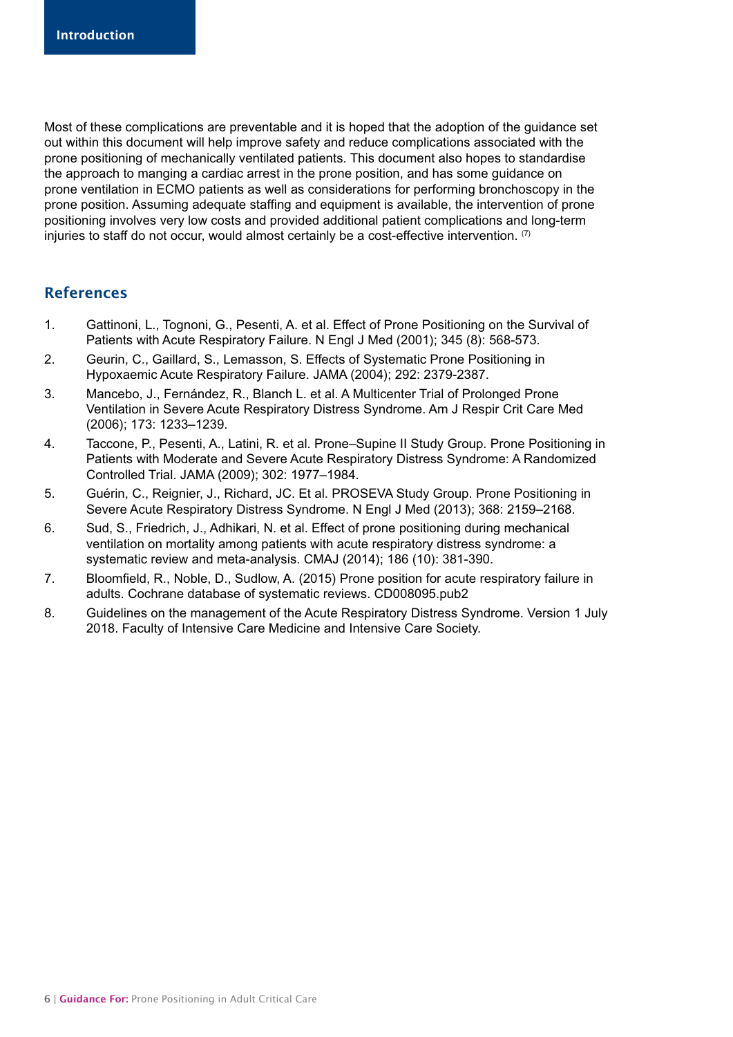Most of these complications are preventable and it is hoped that the adoption of the guidance set out within this document will help improve safety and reduce complications associated with the prone positioning of mechanically ventilated patients. This document also hopes to standardise the approach to manging a cardiac arrest in the prone position, and has some guidance on prone ventilation in ECMO patients as well as considerations for performing bronchoscopy in the prone position. Assuming adequate staffing and equipment is available, the intervention of prone positioning involves very low costs and provided additional patient complications and long-term injuries to staff do not occur, would almost certainly be a cost-effective intervention. [7]

## References

1. Gattinoni, L., Tognoni, G., Pesenti, A. et al. Effect of Prone Positioning on the Survival of Patients with Acute Respiratory Failure. N Engl J Med (2001); 345 (8): 568-573.
2. Geurin, C., Gaillard, S., Lemasson, S. Effects of Systematic Prone Positioning in Hypoxaemic Acute Respiratory Failure. JAMA (2004); 292: 2379-2387.
3. Mancebo, J., Fernández, R., Blanch L. et al. A Multicenter Trial of Prolonged Prone Ventilation in Severe Acute Respiratory Distress Syndrome. Am J Respir Crit Care Med (2006); 173: 1233–1239.
4. Taccone, P., Pesenti, A., Latini, R. et al. Prone–Supine II Study Group. Prone Positioning in Patients with Moderate and Severe Acute Respiratory Distress Syndrome: A Randomized Controlled Trial. JAMA (2009); 302: 1977–1984.
5. Guérin, C., Reignier, J., Richard, JC. Et al. PROSEVA Study Group. Prone Positioning in Severe Acute Respiratory Distress Syndrome. N Engl J Med (2013); 368: 2159–2168.
6. Sud, S., Friedrich, J., Adhikari, N. et al. Effect of prone positioning during mechanical ventilation on mortality among patients with acute respiratory distress syndrome: a systematic review and meta-analysis. CMAJ (2014); 186 (10): 381-390.
7. Bloomfield, R., Noble, D., Sudlow, A. (2015) Prone position for acute respiratory failure in adults. Cochrane database of systematic reviews. CD008095.pub2
8. Guidelines on the management of the Acute Respiratory Distress Syndrome. Version 1 July 2018. Faculty of Intensive Care Medicine and Intensive Care Society.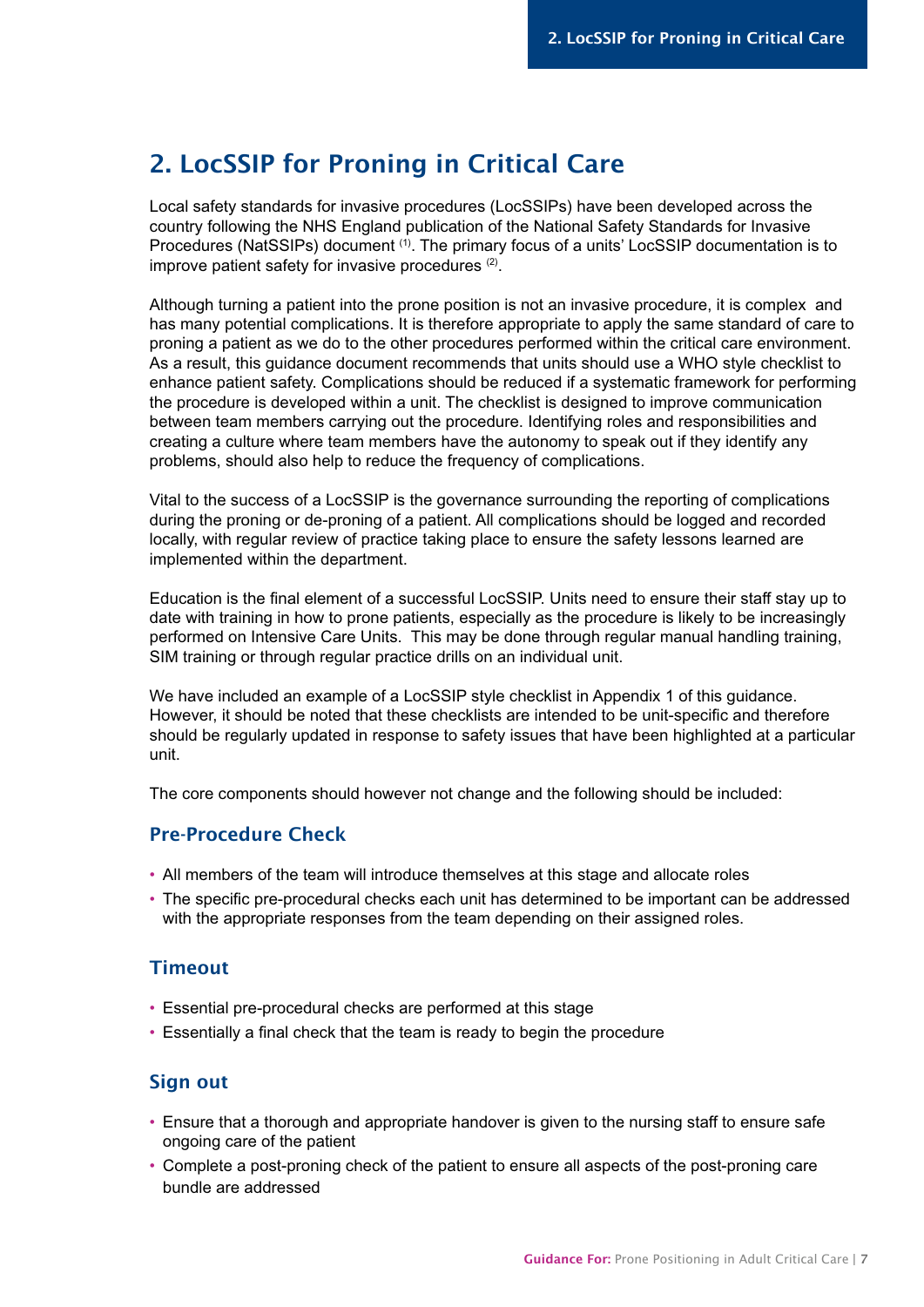## 2. LocSSIP for Proning in Critical Care

Local safety standards for invasive procedures (LocSSIPs) have been developed across the country following the NHS England publication of the National Safety Standards for Invasive Procedures (NatSSIPs) document [1]. The primary focus of a units' LocSSIP documentation is to improve patient safety for invasive procedures [2].

Although turning a patient into the prone position is not an invasive procedure, it is complex and has many potential complications. It is therefore appropriate to apply the same standard of care to proning a patient as we do to the other procedures performed within the critical care environment. As a result, this guidance document recommends that units should use a WHO style checklist to enhance patient safety. Complications should be reduced if a systematic framework for performing the procedure is developed within a unit. The checklist is designed to improve communication between team members carrying out the procedure. Identifying roles and responsibilities and creating a culture where team members have the autonomy to speak out if they identify any problems, should also help to reduce the frequency of complications.

Vital to the success of a LocSSIP is the governance surrounding the reporting of complications during the proning or de-proning of a patient. All complications should be logged and recorded locally, with regular review of practice taking place to ensure the safety lessons learned are implemented within the department.

Education is the final element of a successful LocSSIP. Units need to ensure their staff stay up to date with training in how to prone patients, especially as the procedure is likely to be increasingly performed on Intensive Care Units. This may be done through regular manual handling training, SIM training or through regular practice drills on an individual unit.

We have included an example of a LocSSIP style checklist in Appendix 1 of this guidance. However, it should be noted that these checklists are intended to be unit-specific and therefore should be regularly updated in response to safety issues that have been highlighted at a particular unit.

The core components should however not change and the following should be included:

### Pre-Procedure Check

- All members of the team will introduce themselves at this stage and allocate roles
- The specific pre-procedural checks each unit has determined to be important can be addressed with the appropriate responses from the team depending on their assigned roles.

### Timeout

- Essential pre-procedural checks are performed at this stage
- Essentially a final check that the team is ready to begin the procedure

### Sign out

- Ensure that a thorough and appropriate handover is given to the nursing staff to ensure safe ongoing care of the patient
- Complete a post-proning check of the patient to ensure all aspects of the post-proning care bundle are addressed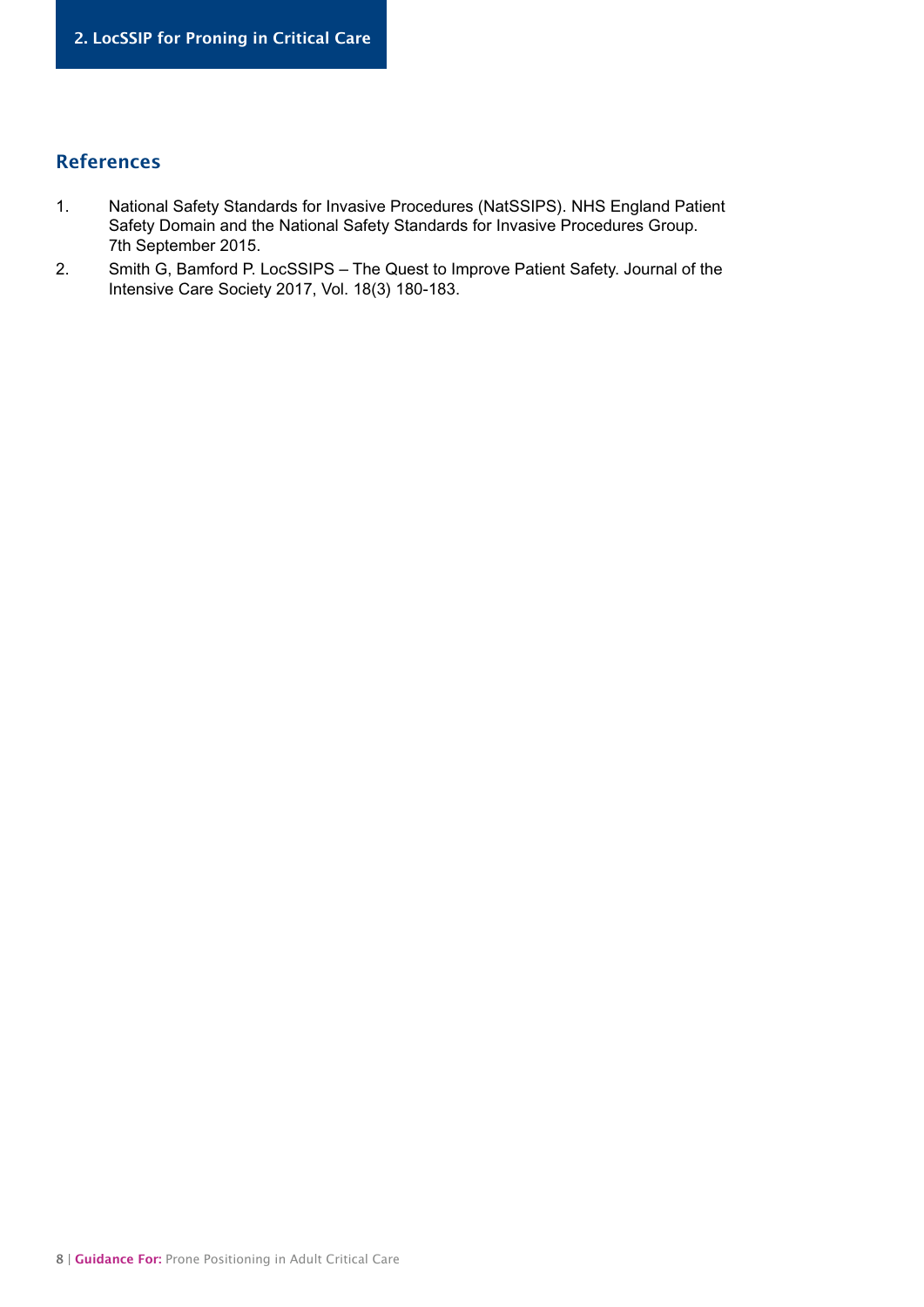## References

1. National Safety Standards for Invasive Procedures (NatSSIPS). NHS England Patient Safety Domain and the National Safety Standards for Invasive Procedures Group. 7th September 2015.
2. Smith G, Bamford P. LocSSIPS – The Quest to Improve Patient Safety. Journal of the Intensive Care Society 2017, Vol. 18(3) 180-183.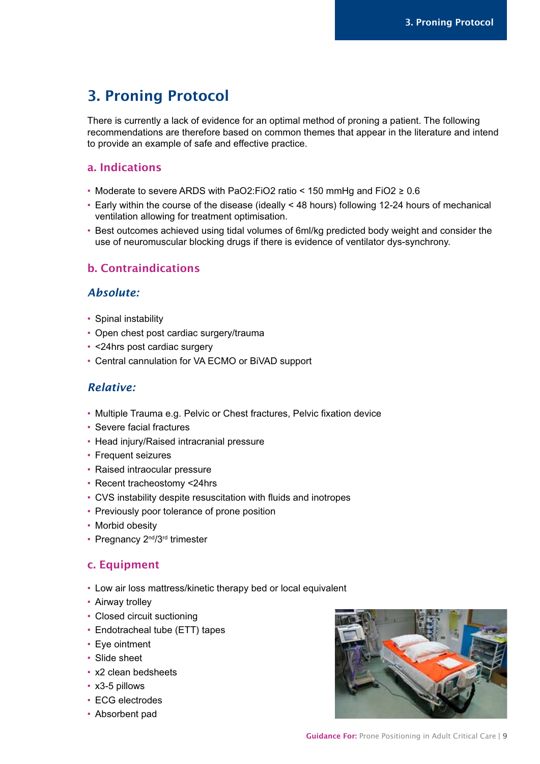# 3. Proning Protocol

There is currently a lack of evidence for an optimal method of proning a patient. The following recommendations are therefore based on common themes that appear in the literature and intend to provide an example of safe and effective practice.

## a. Indications

- Moderate to severe ARDS with $PaO_2:FiO_2$ ratio < 150 mmHg and $FiO_2 \geq 0.6$
- Early within the course of the disease (ideally < 48 hours) following 12-24 hours of mechanical ventilation allowing for treatment optimisation.
- Best outcomes achieved using tidal volumes of 6ml/kg predicted body weight and consider the use of neuromuscular blocking drugs if there is evidence of ventilator dys-synchrony.

## b. Contraindications

### *Absolute:*

- Spinal instability
- Open chest post cardiac surgery/trauma
- <24hrs post cardiac surgery
- Central cannulation for VA ECMO or BiVAD support

### *Relative:*

- Multiple Trauma e.g. Pelvic or Chest fractures, Pelvic fixation device
- Severe facial fractures
- Head injury/Raised intracranial pressure
- Frequent seizures
- Raised intraocular pressure
- Recent tracheostomy <24hrs
- CVS instability despite resuscitation with fluids and inotropes
- Previously poor tolerance of prone position
- Morbid obesity
- Pregnancy 2nd/3rd trimester

## c. Equipment

- Low air loss mattress/kinetic therapy bed or local equivalent
- Airway trolley
- Closed circuit suctioning
- Endotracheal tube (ETT) tapes
- Eye ointment
- Slide sheet
- x2 clean bedsheets
- x3-5 pillows
- ECG electrodes
- Absorbent pad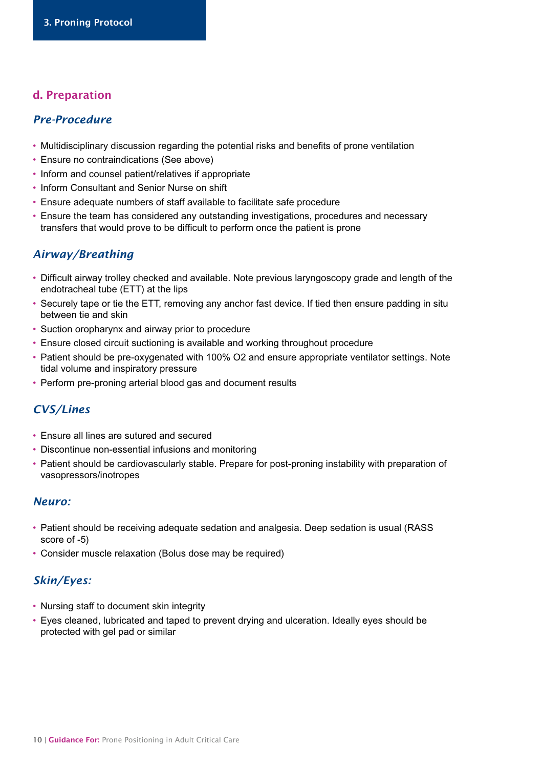## d. Preparation

### *Pre-Procedure*

- Multidisciplinary discussion regarding the potential risks and benefits of prone ventilation
- Ensure no contraindications (See above)
- Inform and counsel patient/relatives if appropriate
- Inform Consultant and Senior Nurse on shift
- Ensure adequate numbers of staff available to facilitate safe procedure
- Ensure the team has considered any outstanding investigations, procedures and necessary transfers that would prove to be difficult to perform once the patient is prone

### *Airway/Breathing*

- Difficult airway trolley checked and available. Note previous laryngoscopy grade and length of the endotracheal tube (ETT) at the lips
- Securely tape or tie the ETT, removing any anchor fast device. If tied then ensure padding in situ between tie and skin
- Suction oropharynx and airway prior to procedure
- Ensure closed circuit suctioning is available and working throughout procedure
- Patient should be pre-oxygenated with 100% $O_2$ and ensure appropriate ventilator settings. Note tidal volume and inspiratory pressure
- Perform pre-proning arterial blood gas and document results

### *CVS/Lines*

- Ensure all lines are sutured and secured
- Discontinue non-essential infusions and monitoring
- Patient should be cardiovascularly stable. Prepare for post-proning instability with preparation of vasopressors/inotropes

### *Neuro:*

- Patient should be receiving adequate sedation and analgesia. Deep sedation is usual (RASS score of -5)
- Consider muscle relaxation (Bolus dose may be required)

### *Skin/Eyes:*

- Nursing staff to document skin integrity
- Eyes cleaned, lubricated and taped to prevent drying and ulceration. Ideally eyes should be protected with gel pad or similar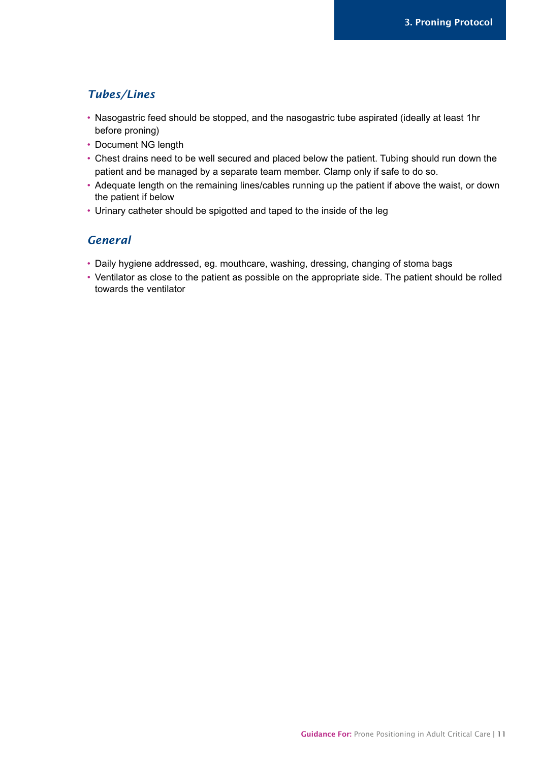### *Tubes/Lines*

- Nasogastric feed should be stopped, and the nasogastric tube aspirated (ideally at least 1hr before proning)
- Document NG length
- Chest drains need to be well secured and placed below the patient. Tubing should run down the patient and be managed by a separate team member. Clamp only if safe to do so.
- Adequate length on the remaining lines/cables running up the patient if above the waist, or down the patient if below
- Urinary catheter should be spigotted and taped to the inside of the leg

### *General*

- Daily hygiene addressed, eg. mouthcare, washing, dressing, changing of stoma bags
- Ventilator as close to the patient as possible on the appropriate side. The patient should be rolled towards the ventilator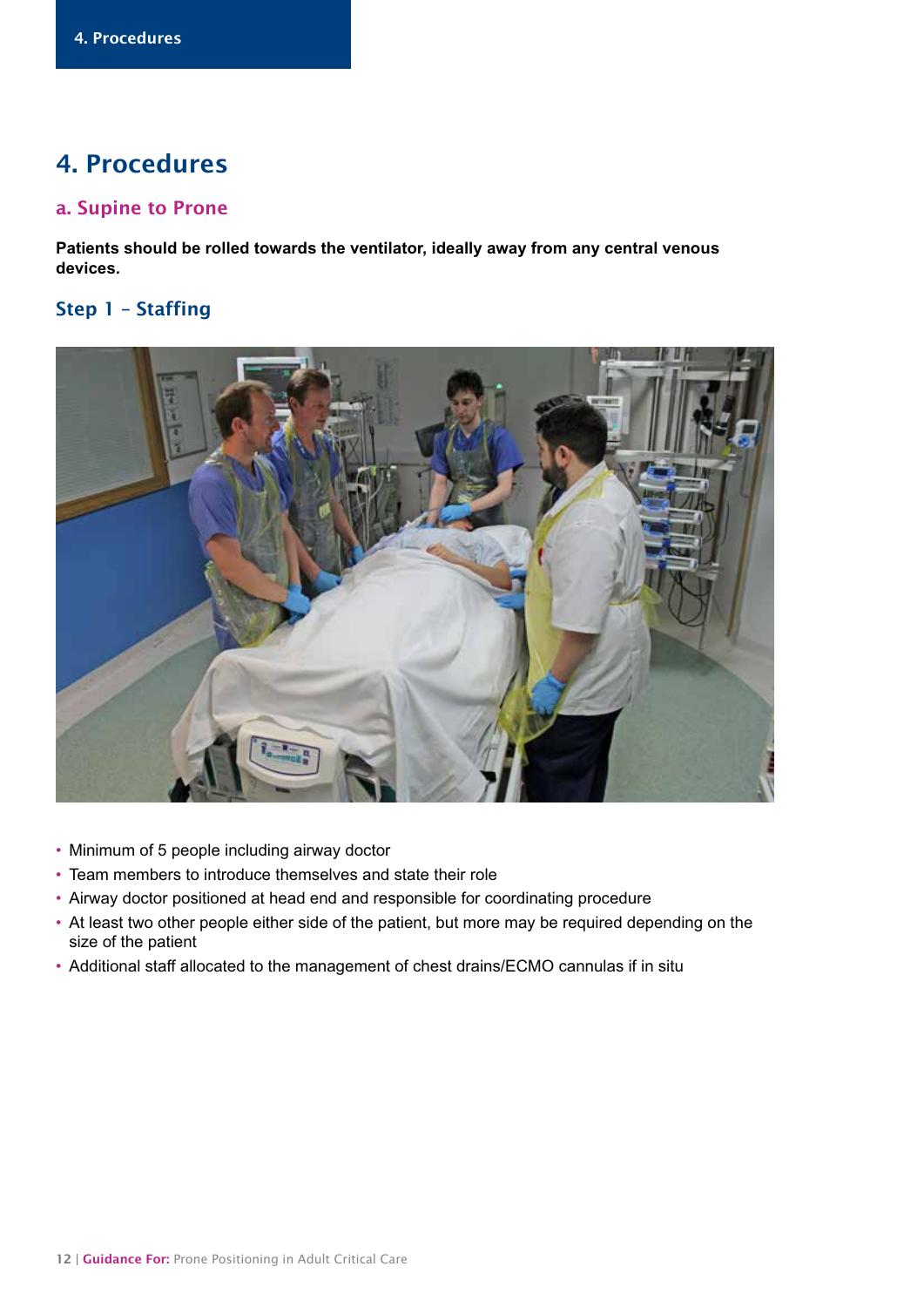# 4. Procedures

## a. Supine to Prone

**Patients should be rolled towards the ventilator, ideally away from any central venous devices.**

### Step 1 – Staffing

- Minimum of 5 people including airway doctor
- Team members to introduce themselves and state their role
- Airway doctor positioned at head end and responsible for coordinating procedure
- At least two other people either side of the patient, but more may be required depending on the size of the patient
- Additional staff allocated to the management of chest drains/ECMO cannulas if in situ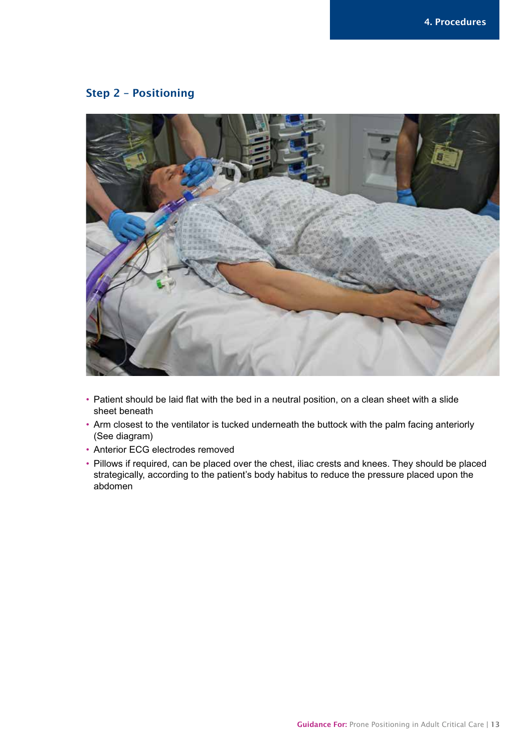## Step 2 – Positioning

- Patient should be laid flat with the bed in a neutral position, on a clean sheet with a slide sheet beneath
- Arm closest to the ventilator is tucked underneath the buttock with the palm facing anteriorly (See diagram)
- Anterior ECG electrodes removed
- Pillows if required, can be placed over the chest, iliac crests and knees. They should be placed strategically, according to the patient's body habitus to reduce the pressure placed upon the abdomen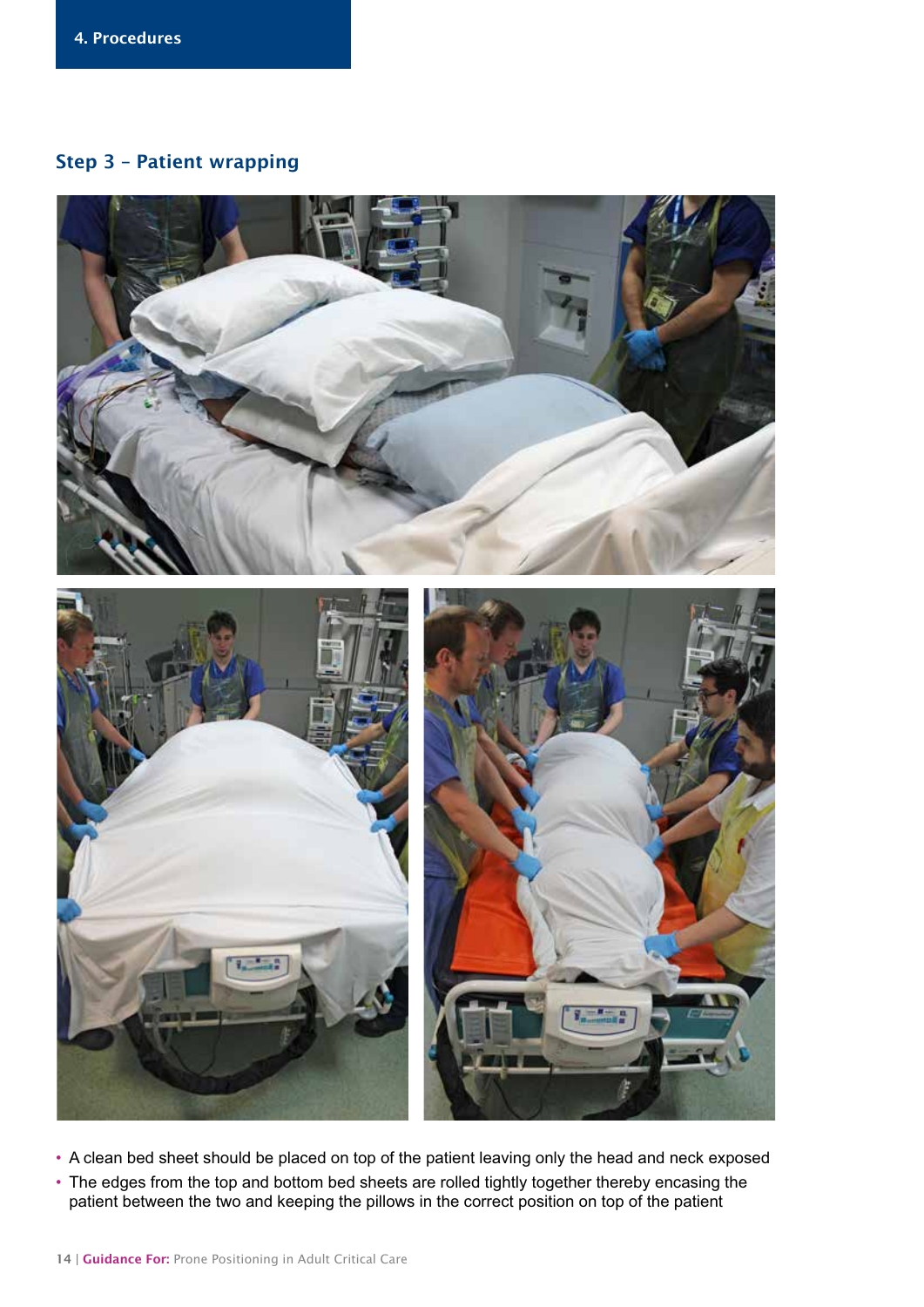### Step 3 – Patient wrapping

- A clean bed sheet should be placed on top of the patient leaving only the head and neck exposed
- The edges from the top and bottom bed sheets are rolled tightly together thereby encasing the patient between the two and keeping the pillows in the correct position on top of the patient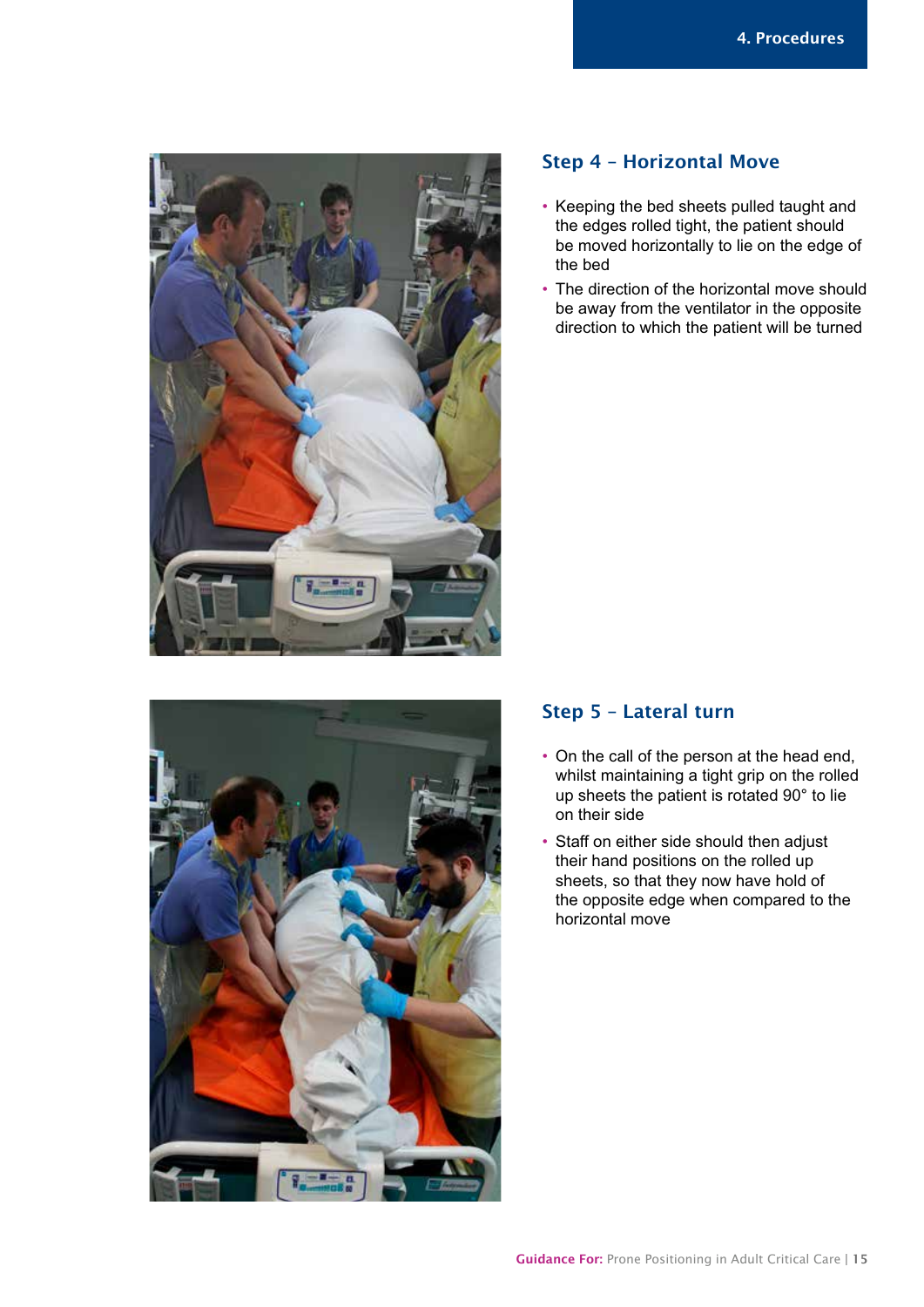## Step 4 – Horizontal Move

- Keeping the bed sheets pulled taught and the edges rolled tight, the patient should be moved horizontally to lie on the edge of the bed
- The direction of the horizontal move should be away from the ventilator in the opposite direction to which the patient will be turned

## Step 5 – Lateral turn

- On the call of the person at the head end, whilst maintaining a tight grip on the rolled up sheets the patient is rotated 90° to lie on their side
- Staff on either side should then adjust their hand positions on the rolled up sheets, so that they now have hold of the opposite edge when compared to the horizontal move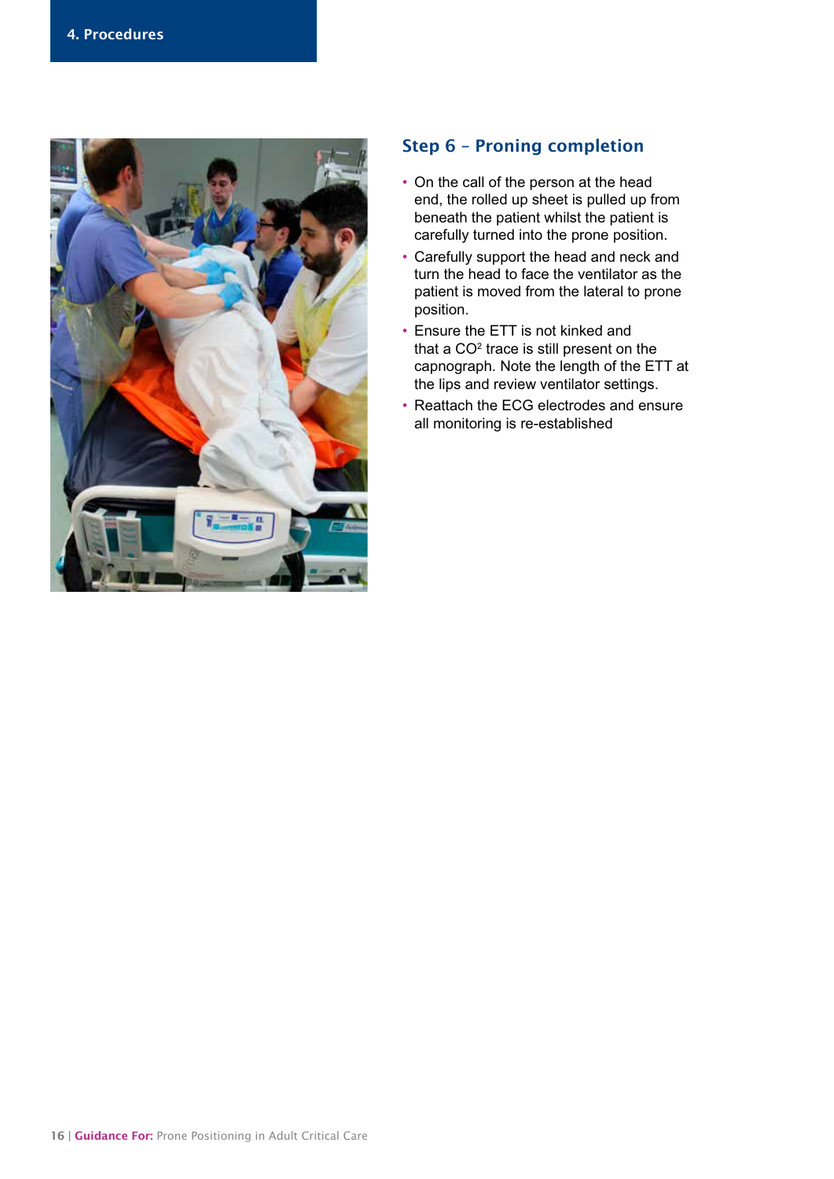## Step 6 – Proning completion

- On the call of the person at the head end, the rolled up sheet is pulled up from beneath the patient whilst the patient is carefully turned into the prone position.
- Carefully support the head and neck and turn the head to face the ventilator as the patient is moved from the lateral to prone position.
- Ensure the ETT is not kinked and that a $CO^2$ trace is still present on the capnograph. Note the length of the ETT at the lips and review ventilator settings.
- Reattach the ECG electrodes and ensure all monitoring is re-established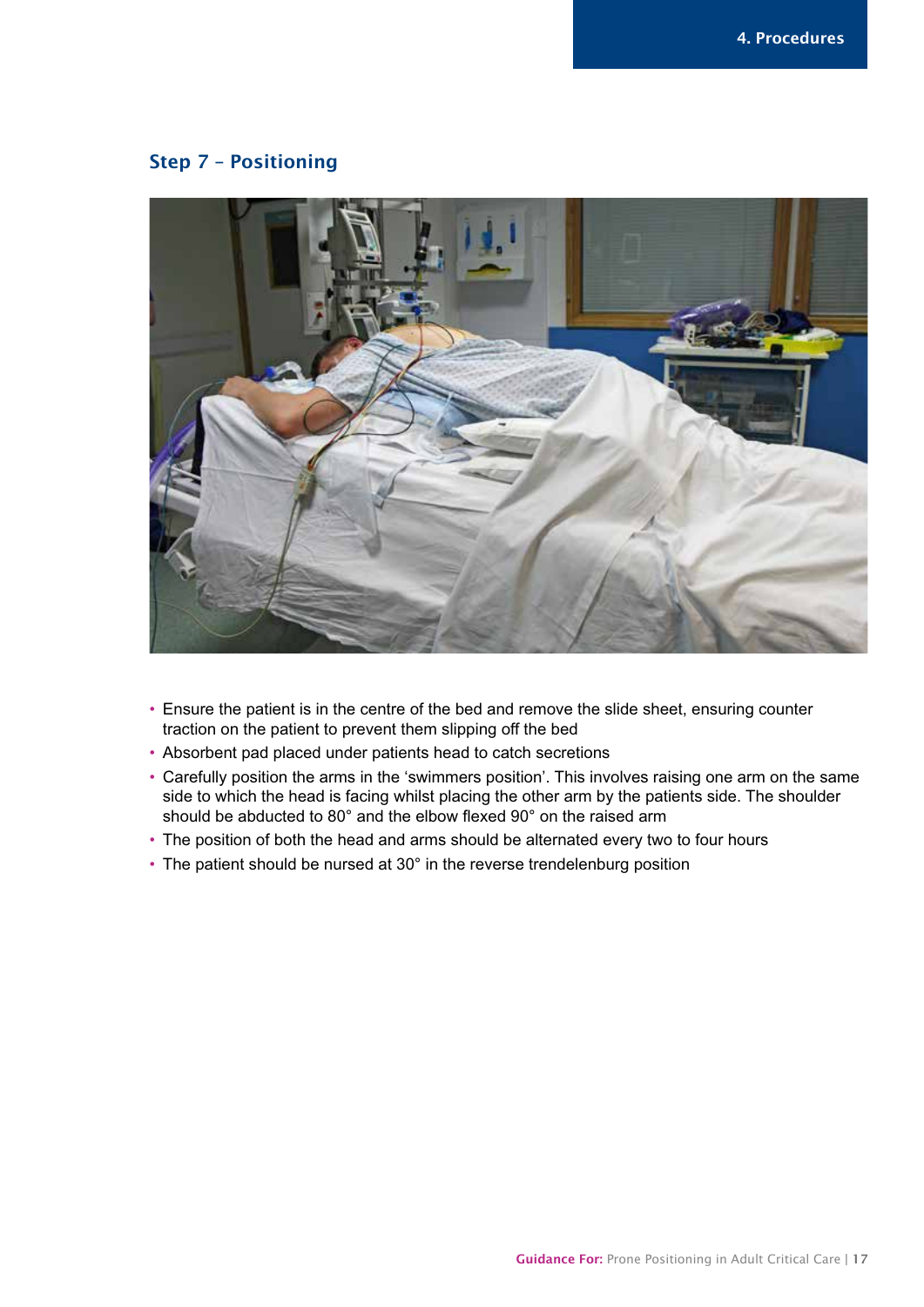## Step 7 – Positioning

- Ensure the patient is in the centre of the bed and remove the slide sheet, ensuring counter traction on the patient to prevent them slipping off the bed
- Absorbent pad placed under patients head to catch secretions
- Carefully position the arms in the 'swimmers position'. This involves raising one arm on the same side to which the head is facing whilst placing the other arm by the patients side. The shoulder should be abducted to 80° and the elbow flexed 90° on the raised arm
- The position of both the head and arms should be alternated every two to four hours
- The patient should be nursed at 30° in the reverse trendelenburg position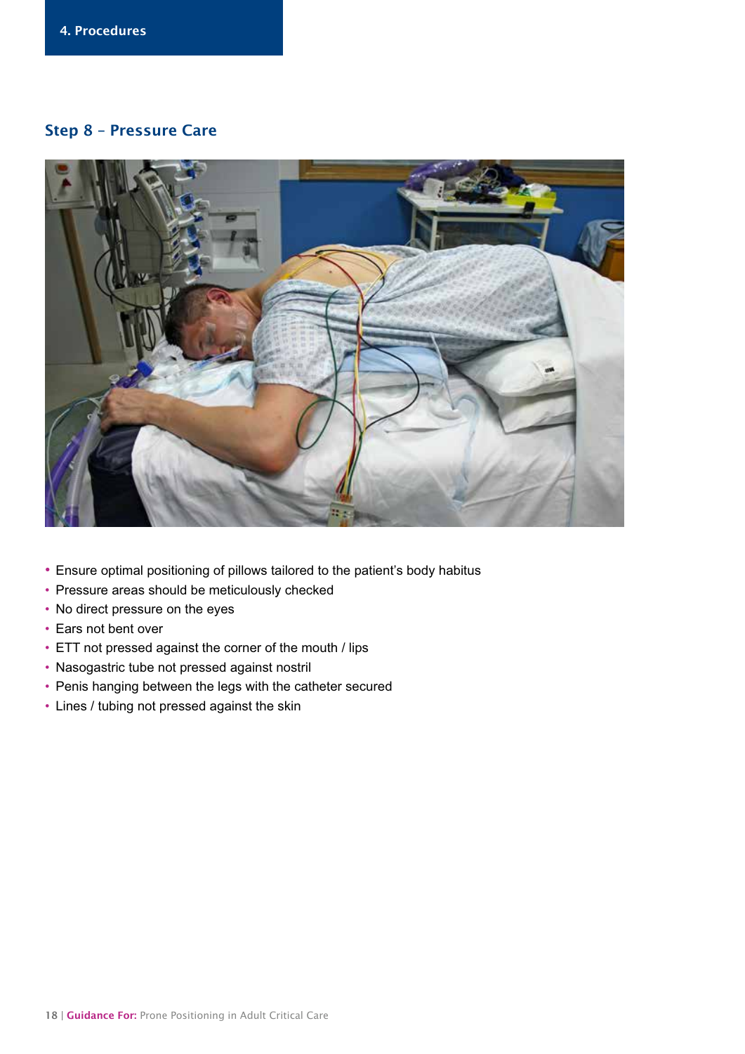## Step 8 – Pressure Care

- Ensure optimal positioning of pillows tailored to the patient's body habitus
- Pressure areas should be meticulously checked
- No direct pressure on the eyes
- Ears not bent over
- ETT not pressed against the corner of the mouth / lips
- Nasogastric tube not pressed against nostril
- Penis hanging between the legs with the catheter secured
- Lines / tubing not pressed against the skin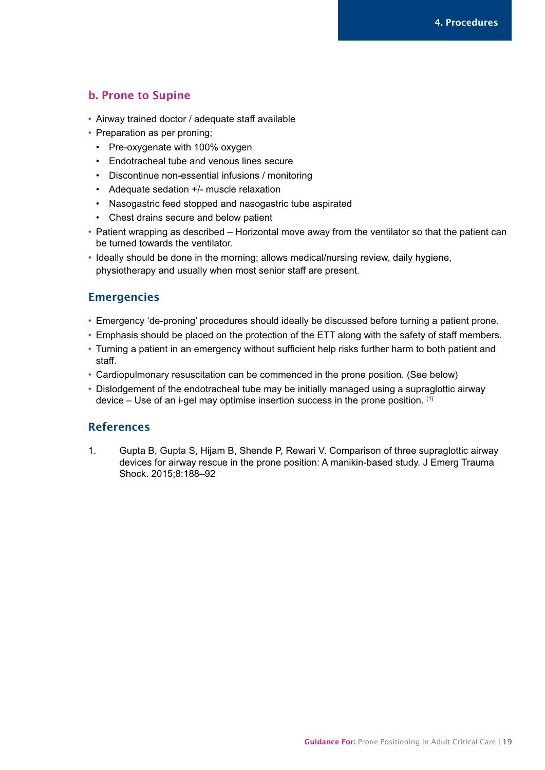## b. Prone to Supine

- Airway trained doctor / adequate staff available
- Preparation as per proning;
  - Pre-oxygenate with 100% oxygen
  - Endotracheal tube and venous lines secure
  - Discontinue non-essential infusions / monitoring
  - Adequate sedation +/- muscle relaxation
  - Nasogastric feed stopped and nasogastric tube aspirated
  - Chest drains secure and below patient
- Patient wrapping as described – Horizontal move away from the ventilator so that the patient can be turned towards the ventilator.
- Ideally should be done in the morning; allows medical/nursing review, daily hygiene, physiotherapy and usually when most senior staff are present.

## Emergencies

- Emergency 'de-proning' procedures should ideally be discussed before turning a patient prone.
- Emphasis should be placed on the protection of the ETT along with the safety of staff members.
- Turning a patient in an emergency without sufficient help risks further harm to both patient and staff.
- Cardiopulmonary resuscitation can be commenced in the prone position. (See below)
- Dislodgement of the endotracheal tube may be initially managed using a supraglottic airway device – Use of an i-gel may optimise insertion success in the prone position. [1]

## References

1. Gupta B, Gupta S, Hijam B, Shende P, Rewari V. Comparison of three supraglottic airway devices for airway rescue in the prone position: A manikin-based study. J Emerg Trauma Shock. 2015;8:188–92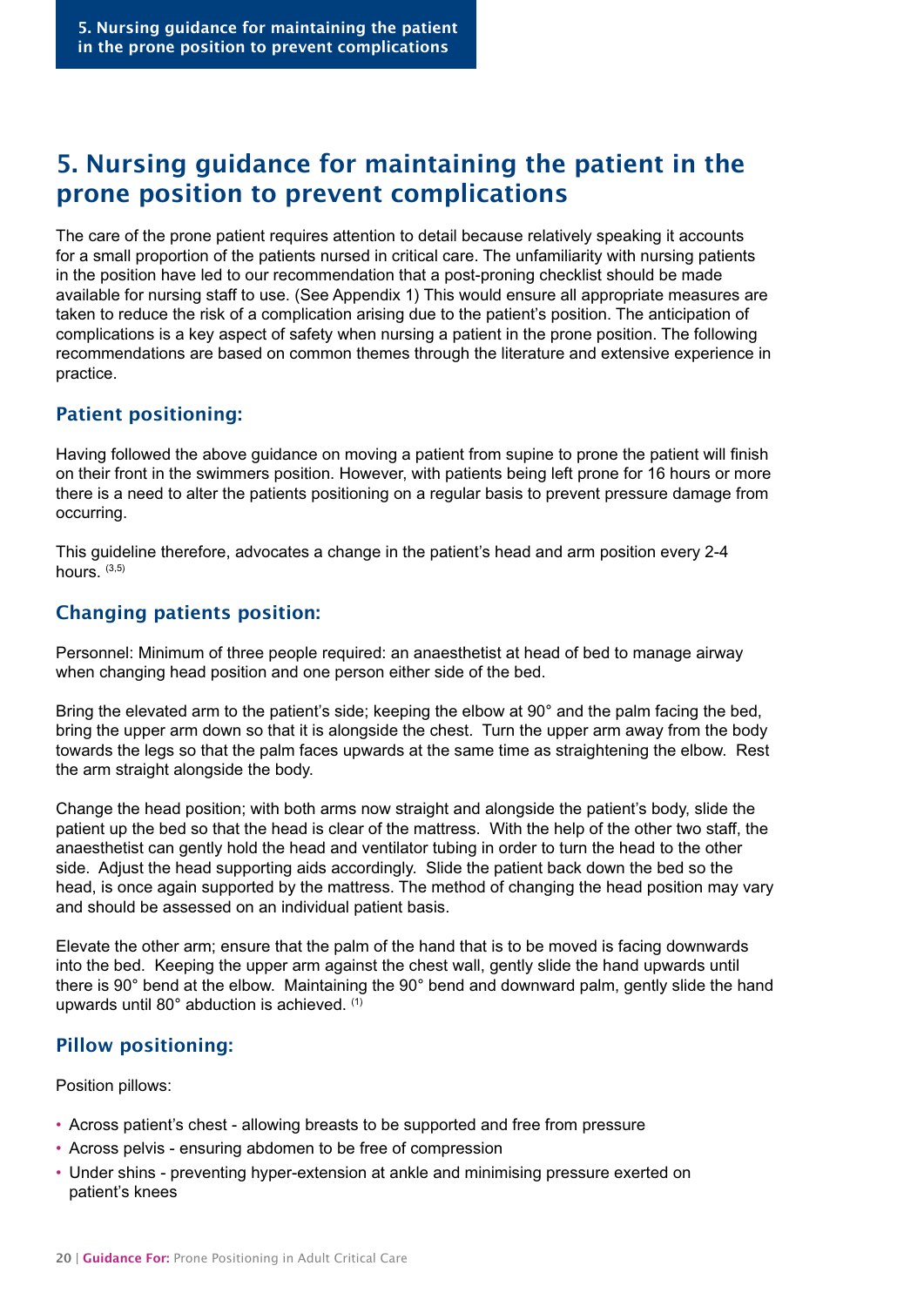# 5. Nursing guidance for maintaining the patient in the prone position to prevent complications

The care of the prone patient requires attention to detail because relatively speaking it accounts for a small proportion of the patients nursed in critical care. The unfamiliarity with nursing patients in the position have led to our recommendation that a post-proning checklist should be made available for nursing staff to use. (See Appendix 1) This would ensure all appropriate measures are taken to reduce the risk of a complication arising due to the patient's position. The anticipation of complications is a key aspect of safety when nursing a patient in the prone position. The following recommendations are based on common themes through the literature and extensive experience in practice.

## Patient positioning:

Having followed the above guidance on moving a patient from supine to prone the patient will finish on their front in the swimmers position. However, with patients being left prone for 16 hours or more there is a need to alter the patients positioning on a regular basis to prevent pressure damage from occurring.

This guideline therefore, advocates a change in the patient's head and arm position every 2-4 hours. [3,5]

## Changing patients position:

Personnel: Minimum of three people required: an anaesthetist at head of bed to manage airway when changing head position and one person either side of the bed.

Bring the elevated arm to the patient's side; keeping the elbow at 90° and the palm facing the bed, bring the upper arm down so that it is alongside the chest. Turn the upper arm away from the body towards the legs so that the palm faces upwards at the same time as straightening the elbow. Rest the arm straight alongside the body.

Change the head position; with both arms now straight and alongside the patient's body, slide the patient up the bed so that the head is clear of the mattress. With the help of the other two staff, the anaesthetist can gently hold the head and ventilator tubing in order to turn the head to the other side. Adjust the head supporting aids accordingly. Slide the patient back down the bed so the head, is once again supported by the mattress. The method of changing the head position may vary and should be assessed on an individual patient basis.

Elevate the other arm; ensure that the palm of the hand that is to be moved is facing downwards into the bed. Keeping the upper arm against the chest wall, gently slide the hand upwards until there is 90° bend at the elbow. Maintaining the 90° bend and downward palm, gently slide the hand upwards until 80° abduction is achieved. [1]

## Pillow positioning:

Position pillows:

- Across patient's chest - allowing breasts to be supported and free from pressure
- Across pelvis - ensuring abdomen to be free of compression
- Under shins - preventing hyper-extension at ankle and minimising pressure exerted on patient's knees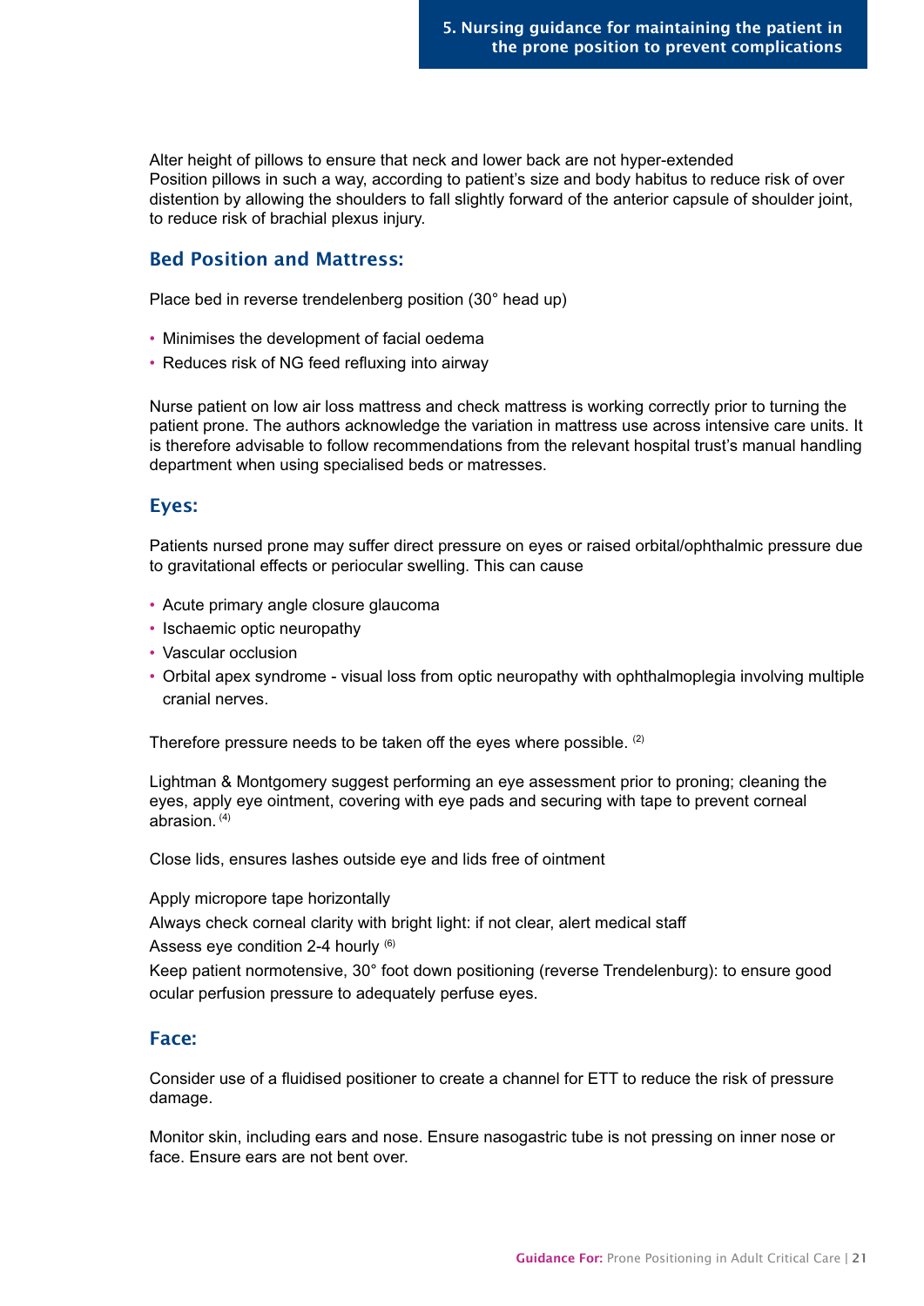Alter height of pillows to ensure that neck and lower back are not hyper-extended
Position pillows in such a way, according to patient's size and body habitus to reduce risk of over distention by allowing the shoulders to fall slightly forward of the anterior capsule of shoulder joint, to reduce risk of brachial plexus injury.

## Bed Position and Mattress:

Place bed in reverse trendelenberg position (30° head up)

- Minimises the development of facial oedema
- Reduces risk of NG feed refluxing into airway

Nurse patient on low air loss mattress and check mattress is working correctly prior to turning the patient prone. The authors acknowledge the variation in mattress use across intensive care units. It is therefore advisable to follow recommendations from the relevant hospital trust's manual handling department when using specialised beds or matresses.

## Eyes:

Patients nursed prone may suffer direct pressure on eyes or raised orbital/ophthalmic pressure due to gravitational effects or periocular swelling. This can cause

- Acute primary angle closure glaucoma
- Ischaemic optic neuropathy
- Vascular occlusion
- Orbital apex syndrome - visual loss from optic neuropathy with ophthalmoplegia involving multiple cranial nerves.

Therefore pressure needs to be taken off the eyes where possible. [2]

Lightman & Montgomery suggest performing an eye assessment prior to proning; cleaning the eyes, apply eye ointment, covering with eye pads and securing with tape to prevent corneal abrasion. [4]

Close lids, ensures lashes outside eye and lids free of ointment

Apply micropore tape horizontally
Always check corneal clarity with bright light: if not clear, alert medical staff
Assess eye condition 2-4 hourly [6]
Keep patient normotensive, 30° foot down positioning (reverse Trendelenburg): to ensure good ocular perfusion pressure to adequately perfuse eyes.

## Face:

Consider use of a fluidised positioner to create a channel for ETT to reduce the risk of pressure damage.

Monitor skin, including ears and nose. Ensure nasogastric tube is not pressing on inner nose or face. Ensure ears are not bent over.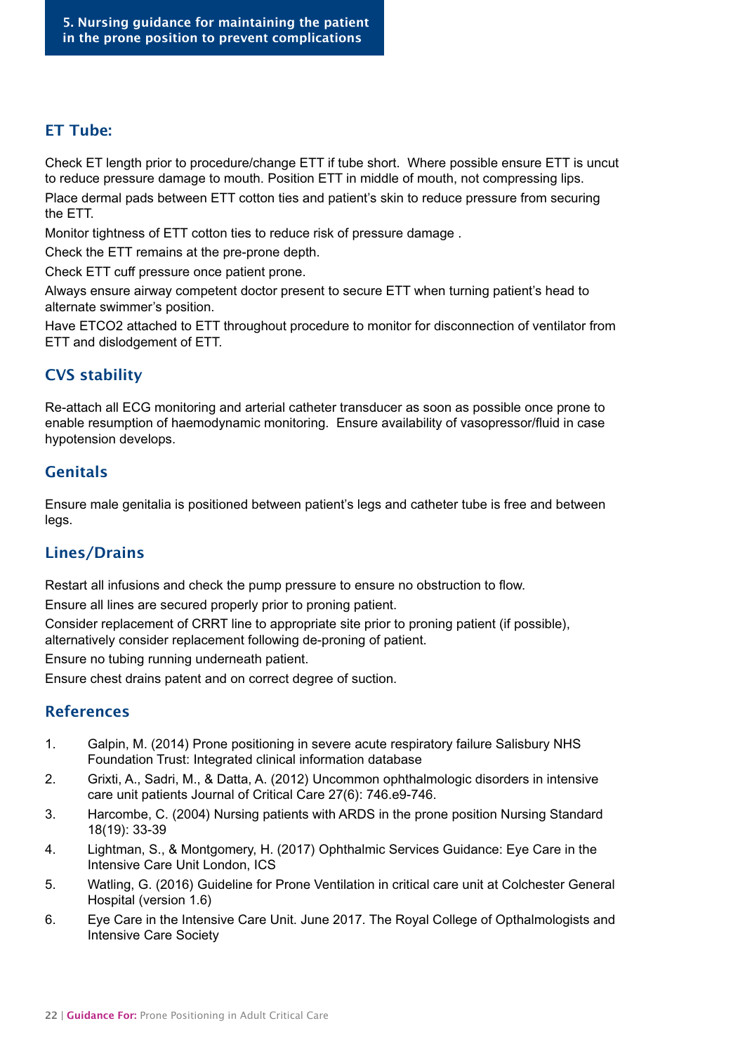## 5. Nursing guidance for maintaining the patient in the prone position to prevent complications

### ET Tube:

Check ET length prior to procedure/change ETT if tube short. Where possible ensure ETT is uncut to reduce pressure damage to mouth. Position ETT in middle of mouth, not compressing lips.

Place dermal pads between ETT cotton ties and patient's skin to reduce pressure from securing the ETT.

Monitor tightness of ETT cotton ties to reduce risk of pressure damage .

Check the ETT remains at the pre-prone depth.

Check ETT cuff pressure once patient prone.

Always ensure airway competent doctor present to secure ETT when turning patient's head to alternate swimmer's position.

Have $ETCO_2$ attached to ETT throughout procedure to monitor for disconnection of ventilator from ETT and dislodgement of ETT.

### CVS stability

Re-attach all ECG monitoring and arterial catheter transducer as soon as possible once prone to enable resumption of haemodynamic monitoring. Ensure availability of vasopressor/fluid in case hypotension develops.

### Genitals

Ensure male genitalia is positioned between patient's legs and catheter tube is free and between legs.

### Lines/Drains

Restart all infusions and check the pump pressure to ensure no obstruction to flow.

Ensure all lines are secured properly prior to proning patient.

Consider replacement of CRRT line to appropriate site prior to proning patient (if possible), alternatively consider replacement following de-proning of patient.

Ensure no tubing running underneath patient.

Ensure chest drains patent and on correct degree of suction.

### References

1. Galpin, M. (2014) Prone positioning in severe acute respiratory failure Salisbury NHS Foundation Trust: Integrated clinical information database
2. Grixti, A., Sadri, M., & Datta, A. (2012) Uncommon ophthalmologic disorders in intensive care unit patients Journal of Critical Care 27(6): 746.e9-746.
3. Harcombe, C. (2004) Nursing patients with ARDS in the prone position Nursing Standard 18(19): 33-39
4. Lightman, S., & Montgomery, H. (2017) Ophthalmic Services Guidance: Eye Care in the Intensive Care Unit London, ICS
5. Watling, G. (2016) Guideline for Prone Ventilation in critical care unit at Colchester General Hospital (version 1.6)
6. Eye Care in the Intensive Care Unit. June 2017. The Royal College of Opthalmologists and Intensive Care Society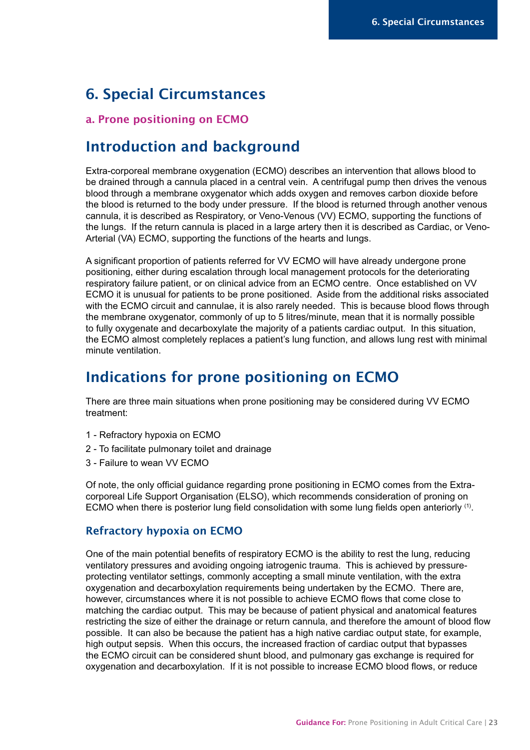# 6. Special Circumstances

### a. Prone positioning on ECMO

## Introduction and background

Extra-corporeal membrane oxygenation (ECMO) describes an intervention that allows blood to be drained through a cannula placed in a central vein. A centrifugal pump then drives the venous blood through a membrane oxygenator which adds oxygen and removes carbon dioxide before the blood is returned to the body under pressure. If the blood is returned through another venous cannula, it is described as Respiratory, or Veno-Venous (VV) ECMO, supporting the functions of the lungs. If the return cannula is placed in a large artery then it is described as Cardiac, or Veno-Arterial (VA) ECMO, supporting the functions of the hearts and lungs.

A significant proportion of patients referred for VV ECMO will have already undergone prone positioning, either during escalation through local management protocols for the deteriorating respiratory failure patient, or on clinical advice from an ECMO centre. Once established on VV ECMO it is unusual for patients to be prone positioned. Aside from the additional risks associated with the ECMO circuit and cannulae, it is also rarely needed. This is because blood flows through the membrane oxygenator, commonly of up to 5 litres/minute, mean that it is normally possible to fully oxygenate and decarboxylate the majority of a patients cardiac output. In this situation, the ECMO almost completely replaces a patient's lung function, and allows lung rest with minimal minute ventilation.

## Indications for prone positioning on ECMO

There are three main situations when prone positioning may be considered during VV ECMO treatment:

1 - Refractory hypoxia on ECMO

2 - To facilitate pulmonary toilet and drainage

3 - Failure to wean VV ECMO

Of note, the only official guidance regarding prone positioning in ECMO comes from the Extra-corporeal Life Support Organisation (ELSO), which recommends consideration of proning on ECMO when there is posterior lung field consolidation with some lung fields open anteriorly [1].

### Refractory hypoxia on ECMO

One of the main potential benefits of respiratory ECMO is the ability to rest the lung, reducing ventilatory pressures and avoiding ongoing iatrogenic trauma. This is achieved by pressure-protecting ventilator settings, commonly accepting a small minute ventilation, with the extra oxygenation and decarboxylation requirements being undertaken by the ECMO. There are, however, circumstances where it is not possible to achieve ECMO flows that come close to matching the cardiac output. This may be because of patient physical and anatomical features restricting the size of either the drainage or return cannula, and therefore the amount of blood flow possible. It can also be because the patient has a high native cardiac output state, for example, high output sepsis. When this occurs, the increased fraction of cardiac output that bypasses the ECMO circuit can be considered shunt blood, and pulmonary gas exchange is required for oxygenation and decarboxylation. If it is not possible to increase ECMO blood flows, or reduce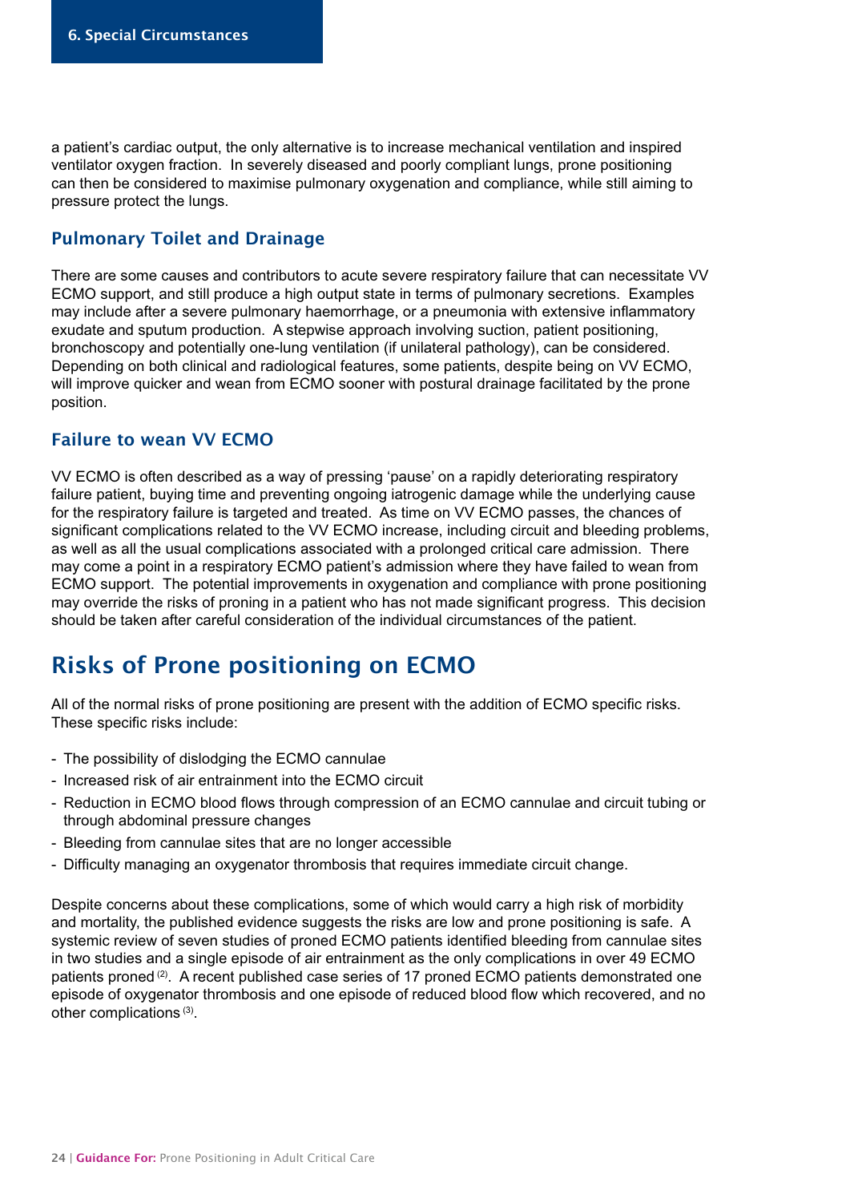a patient's cardiac output, the only alternative is to increase mechanical ventilation and inspired ventilator oxygen fraction. In severely diseased and poorly compliant lungs, prone positioning can then be considered to maximise pulmonary oxygenation and compliance, while still aiming to pressure protect the lungs.

### Pulmonary Toilet and Drainage

There are some causes and contributors to acute severe respiratory failure that can necessitate VV ECMO support, and still produce a high output state in terms of pulmonary secretions. Examples may include after a severe pulmonary haemorrhage, or a pneumonia with extensive inflammatory exudate and sputum production. A stepwise approach involving suction, patient positioning, bronchoscopy and potentially one-lung ventilation (if unilateral pathology), can be considered. Depending on both clinical and radiological features, some patients, despite being on VV ECMO, will improve quicker and wean from ECMO sooner with postural drainage facilitated by the prone position.

### Failure to wean VV ECMO

VV ECMO is often described as a way of pressing 'pause' on a rapidly deteriorating respiratory failure patient, buying time and preventing ongoing iatrogenic damage while the underlying cause for the respiratory failure is targeted and treated. As time on VV ECMO passes, the chances of significant complications related to the VV ECMO increase, including circuit and bleeding problems, as well as all the usual complications associated with a prolonged critical care admission. There may come a point in a respiratory ECMO patient's admission where they have failed to wean from ECMO support. The potential improvements in oxygenation and compliance with prone positioning may override the risks of proning in a patient who has not made significant progress. This decision should be taken after careful consideration of the individual circumstances of the patient.

## Risks of Prone positioning on ECMO

All of the normal risks of prone positioning are present with the addition of ECMO specific risks. These specific risks include:

- The possibility of dislodging the ECMO cannulae
- Increased risk of air entrainment into the ECMO circuit
- Reduction in ECMO blood flows through compression of an ECMO cannulae and circuit tubing or through abdominal pressure changes
- Bleeding from cannulae sites that are no longer accessible
- Difficulty managing an oxygenator thrombosis that requires immediate circuit change.

Despite concerns about these complications, some of which would carry a high risk of morbidity and mortality, the published evidence suggests the risks are low and prone positioning is safe. A systemic review of seven studies of proned ECMO patients identified bleeding from cannulae sites in two studies and a single episode of air entrainment as the only complications in over 49 ECMO patients proned [2]. A recent published case series of 17 proned ECMO patients demonstrated one episode of oxygenator thrombosis and one episode of reduced blood flow which recovered, and no other complications [3].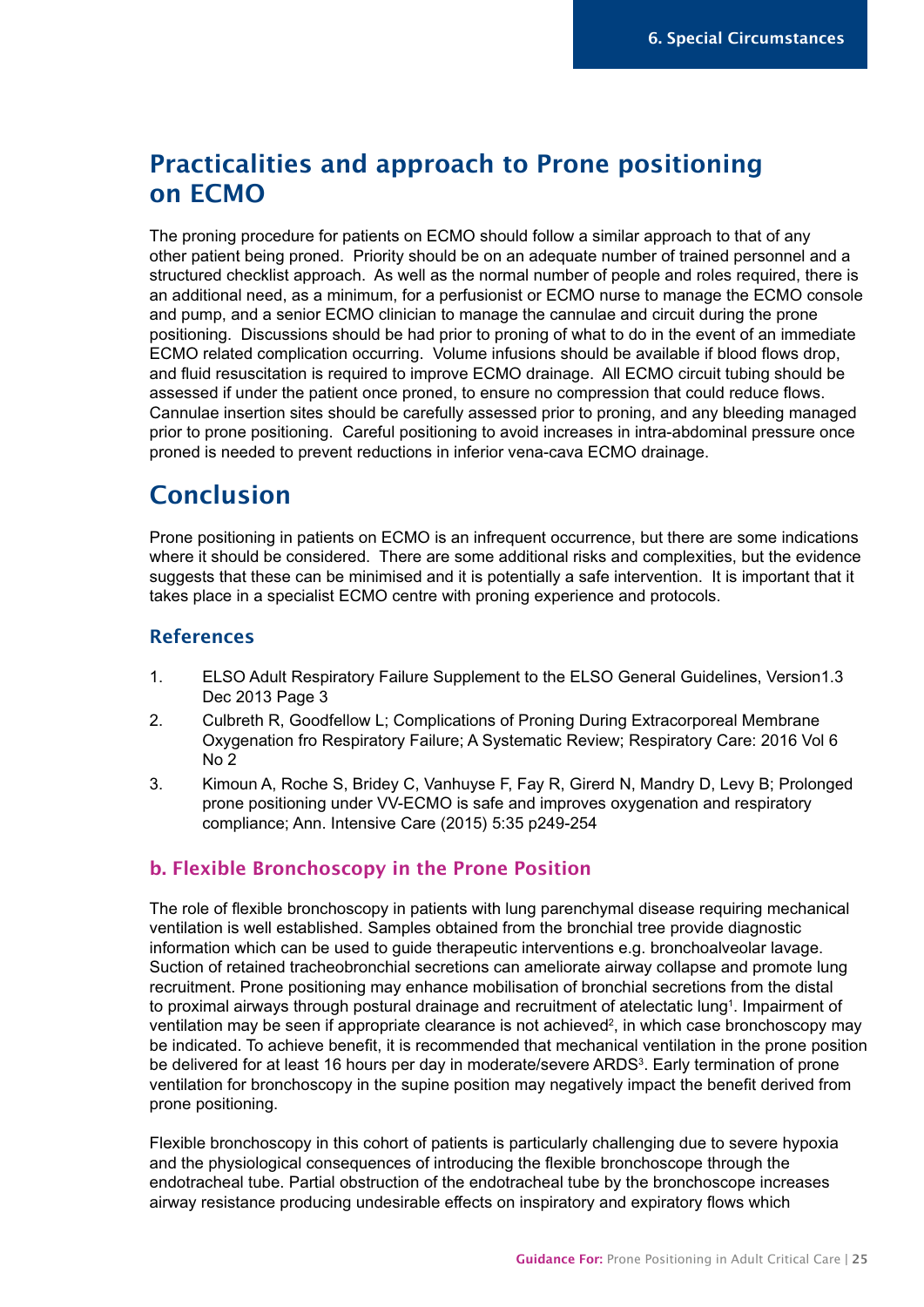## Practicalities and approach to Prone positioning on ECMO

The proning procedure for patients on ECMO should follow a similar approach to that of any other patient being proned. Priority should be on an adequate number of trained personnel and a structured checklist approach. As well as the normal number of people and roles required, there is an additional need, as a minimum, for a perfusionist or ECMO nurse to manage the ECMO console and pump, and a senior ECMO clinician to manage the cannulae and circuit during the prone positioning. Discussions should be had prior to proning of what to do in the event of an immediate ECMO related complication occurring. Volume infusions should be available if blood flows drop, and fluid resuscitation is required to improve ECMO drainage. All ECMO circuit tubing should be assessed if under the patient once proned, to ensure no compression that could reduce flows. Cannulae insertion sites should be carefully assessed prior to proning, and any bleeding managed prior to prone positioning. Careful positioning to avoid increases in intra-abdominal pressure once proned is needed to prevent reductions in inferior vena-cava ECMO drainage.

## Conclusion

Prone positioning in patients on ECMO is an infrequent occurrence, but there are some indications where it should be considered. There are some additional risks and complexities, but the evidence suggests that these can be minimised and it is potentially a safe intervention. It is important that it takes place in a specialist ECMO centre with proning experience and protocols.

### References

1. ELSO Adult Respiratory Failure Supplement to the ELSO General Guidelines, Version1.3 Dec 2013 Page 3
2. Culbreth R, Goodfellow L; Complications of Proning During Extracorporeal Membrane Oxygenation fro Respiratory Failure; A Systematic Review; Respiratory Care: 2016 Vol 6 No 2
3. Kimoun A, Roche S, Bridey C, Vanhuyse F, Fay R, Girerd N, Mandry D, Levy B; Prolonged prone positioning under VV-ECMO is safe and improves oxygenation and respiratory compliance; Ann. Intensive Care (2015) 5:35 p249-254

### b. Flexible Bronchoscopy in the Prone Position

The role of flexible bronchoscopy in patients with lung parenchymal disease requiring mechanical ventilation is well established. Samples obtained from the bronchial tree provide diagnostic information which can be used to guide therapeutic interventions e.g. bronchoalveolar lavage. Suction of retained tracheobronchial secretions can ameliorate airway collapse and promote lung recruitment. Prone positioning may enhance mobilisation of bronchial secretions from the distal to proximal airways through postural drainage and recruitment of atelectatic lung[1]. Impairment of ventilation may be seen if appropriate clearance is not achieved[2], in which case bronchoscopy may be indicated. To achieve benefit, it is recommended that mechanical ventilation in the prone position be delivered for at least 16 hours per day in moderate/severe ARDS[3]. Early termination of prone ventilation for bronchoscopy in the supine position may negatively impact the benefit derived from prone positioning.

Flexible bronchoscopy in this cohort of patients is particularly challenging due to severe hypoxia and the physiological consequences of introducing the flexible bronchoscope through the endotracheal tube. Partial obstruction of the endotracheal tube by the bronchoscope increases airway resistance producing undesirable effects on inspiratory and expiratory flows which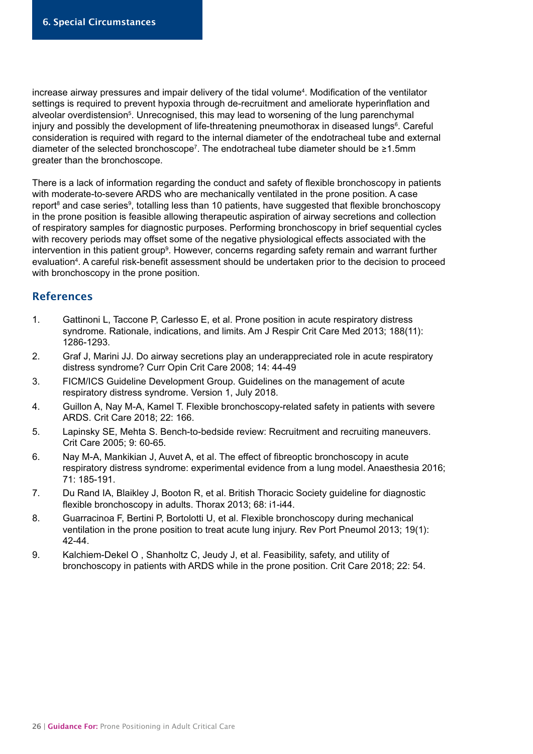increase airway pressures and impair delivery of the tidal volume[4]. Modification of the ventilator settings is required to prevent hypoxia through de-recruitment and ameliorate hyperinflation and alveolar overdistension[5]. Unrecognised, this may lead to worsening of the lung parenchymal injury and possibly the development of life-threatening pneumothorax in diseased lungs[6]. Careful consideration is required with regard to the internal diameter of the endotracheal tube and external diameter of the selected bronchoscope[7]. The endotracheal tube diameter should be ≥1.5mm greater than the bronchoscope.

There is a lack of information regarding the conduct and safety of flexible bronchoscopy in patients with moderate-to-severe ARDS who are mechanically ventilated in the prone position. A case report[8] and case series[9], totalling less than 10 patients, have suggested that flexible bronchoscopy in the prone position is feasible allowing therapeutic aspiration of airway secretions and collection of respiratory samples for diagnostic purposes. Performing bronchoscopy in brief sequential cycles with recovery periods may offset some of the negative physiological effects associated with the intervention in this patient group[9]. However, concerns regarding safety remain and warrant further evaluation[4]. A careful risk-benefit assessment should be undertaken prior to the decision to proceed with bronchoscopy in the prone position.

## References

1. Gattinoni L, Taccone P, Carlesso E, et al. Prone position in acute respiratory distress syndrome. Rationale, indications, and limits. Am J Respir Crit Care Med 2013; 188(11): 1286-1293.
2. Graf J, Marini JJ. Do airway secretions play an underappreciated role in acute respiratory distress syndrome? Curr Opin Crit Care 2008; 14: 44-49
3. FICM/ICS Guideline Development Group. Guidelines on the management of acute respiratory distress syndrome. Version 1, July 2018.
4. Guillon A, Nay M-A, Kamel T. Flexible bronchoscopy-related safety in patients with severe ARDS. Crit Care 2018; 22: 166.
5. Lapinsky SE, Mehta S. Bench-to-bedside review: Recruitment and recruiting maneuvers. Crit Care 2005; 9: 60-65.
6. Nay M-A, Mankikian J, Auvet A, et al. The effect of fibreoptic bronchoscopy in acute respiratory distress syndrome: experimental evidence from a lung model. Anaesthesia 2016; 71: 185-191.
7. Du Rand IA, Blaikley J, Booton R, et al. British Thoracic Society guideline for diagnostic flexible bronchoscopy in adults. Thorax 2013; 68: i1-i44.
8. Guarracinoa F, Bertini P, Bortolotti U, et al. Flexible bronchoscopy during mechanical ventilation in the prone position to treat acute lung injury. Rev Port Pneumol 2013; 19(1): 42-44.
9. Kalchiem-Dekel O , Shanholtz C, Jeudy J, et al. Feasibility, safety, and utility of bronchoscopy in patients with ARDS while in the prone position. Crit Care 2018; 22: 54.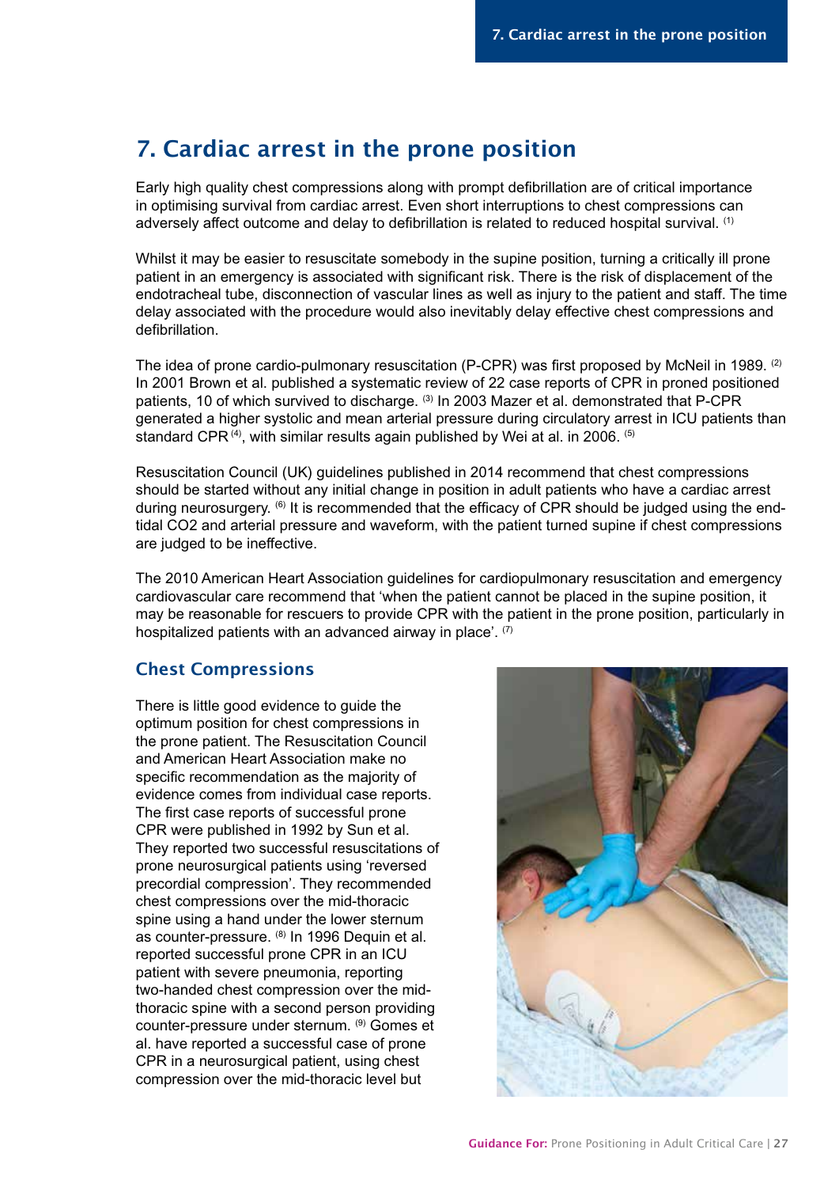# 7. Cardiac arrest in the prone position

Early high quality chest compressions along with prompt defibrillation are of critical importance in optimising survival from cardiac arrest. Even short interruptions to chest compressions can adversely affect outcome and delay to defibrillation is related to reduced hospital survival. [1]

Whilst it may be easier to resuscitate somebody in the supine position, turning a critically ill prone patient in an emergency is associated with significant risk. There is the risk of displacement of the endotracheal tube, disconnection of vascular lines as well as injury to the patient and staff. The time delay associated with the procedure would also inevitably delay effective chest compressions and defibrillation.

The idea of prone cardio-pulmonary resuscitation (P-CPR) was first proposed by McNeil in 1989. [2] In 2001 Brown et al. published a systematic review of 22 case reports of CPR in proned positioned patients, 10 of which survived to discharge. [3] In 2003 Mazer et al. demonstrated that P-CPR generated a higher systolic and mean arterial pressure during circulatory arrest in ICU patients than standard CPR [4], with similar results again published by Wei at al. in 2006. [5]

Resuscitation Council (UK) guidelines published in 2014 recommend that chest compressions should be started without any initial change in position in adult patients who have a cardiac arrest during neurosurgery. [6] It is recommended that the efficacy of CPR should be judged using the end-tidal CO2 and arterial pressure and waveform, with the patient turned supine if chest compressions are judged to be ineffective.

The 2010 American Heart Association guidelines for cardiopulmonary resuscitation and emergency cardiovascular care recommend that 'when the patient cannot be placed in the supine position, it may be reasonable for rescuers to provide CPR with the patient in the prone position, particularly in hospitalized patients with an advanced airway in place'. [7]

## Chest Compressions

There is little good evidence to guide the optimum position for chest compressions in the prone patient. The Resuscitation Council and American Heart Association make no specific recommendation as the majority of evidence comes from individual case reports. The first case reports of successful prone CPR were published in 1992 by Sun et al. They reported two successful resuscitations of prone neurosurgical patients using 'reversed precordial compression'. They recommended chest compressions over the mid-thoracic spine using a hand under the lower sternum as counter-pressure. [8] In 1996 Dequin et al. reported successful prone CPR in an ICU patient with severe pneumonia, reporting two-handed chest compression over the mid-thoracic spine with a second person providing counter-pressure under sternum. [9] Gomes et al. have reported a successful case of prone CPR in a neurosurgical patient, using chest compression over the mid-thoracic level but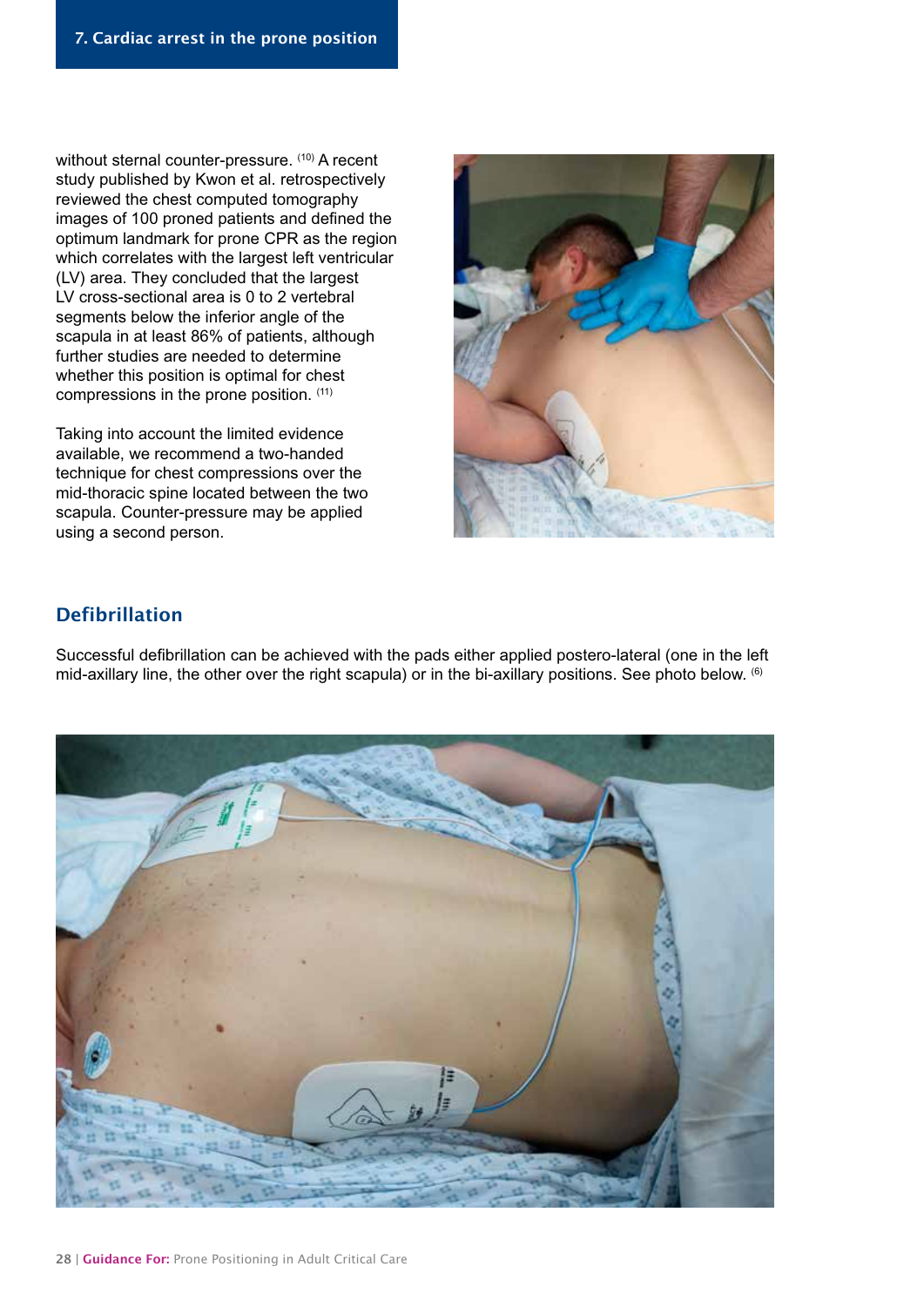without sternal counter-pressure. [10] A recent study published by Kwon et al. retrospectively reviewed the chest computed tomography images of 100 proned patients and defined the optimum landmark for prone CPR as the region which correlates with the largest left ventricular (LV) area. They concluded that the largest LV cross-sectional area is 0 to 2 vertebral segments below the inferior angle of the scapula in at least 86% of patients, although further studies are needed to determine whether this position is optimal for chest compressions in the prone position. [11]

Taking into account the limited evidence available, we recommend a two-handed technique for chest compressions over the mid-thoracic spine located between the two scapula. Counter-pressure may be applied using a second person.

## Defibrillation

Successful defibrillation can be achieved with the pads either applied postero-lateral (one in the left mid-axillary line, the other over the right scapula) or in the bi-axillary positions. See photo below. [6]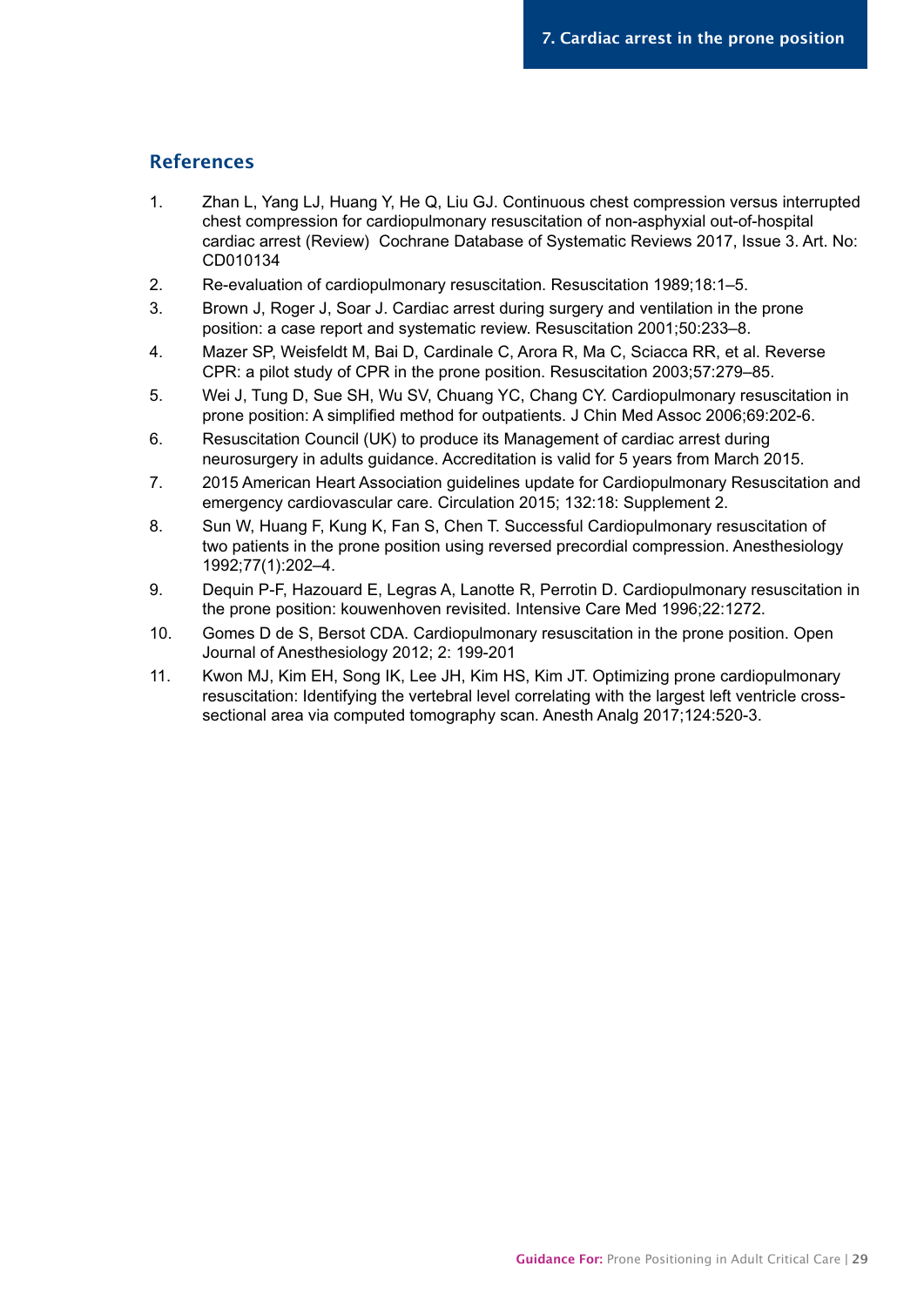## References

1. Zhan L, Yang LJ, Huang Y, He Q, Liu GJ. Continuous chest compression versus interrupted chest compression for cardiopulmonary resuscitation of non-asphyxial out-of-hospital cardiac arrest (Review) Cochrane Database of Systematic Reviews 2017, Issue 3. Art. No: CD010134
2. Re-evaluation of cardiopulmonary resuscitation. Resuscitation 1989;18:1–5.
3. Brown J, Roger J, Soar J. Cardiac arrest during surgery and ventilation in the prone position: a case report and systematic review. Resuscitation 2001;50:233–8.
4. Mazer SP, Weisfeldt M, Bai D, Cardinale C, Arora R, Ma C, Sciacca RR, et al. Reverse CPR: a pilot study of CPR in the prone position. Resuscitation 2003;57:279–85.
5. Wei J, Tung D, Sue SH, Wu SV, Chuang YC, Chang CY. Cardiopulmonary resuscitation in prone position: A simplified method for outpatients. J Chin Med Assoc 2006;69:202-6.
6. Resuscitation Council (UK) to produce its Management of cardiac arrest during neurosurgery in adults guidance. Accreditation is valid for 5 years from March 2015.
7. 2015 American Heart Association guidelines update for Cardiopulmonary Resuscitation and emergency cardiovascular care. Circulation 2015; 132:18: Supplement 2.
8. Sun W, Huang F, Kung K, Fan S, Chen T. Successful Cardiopulmonary resuscitation of two patients in the prone position using reversed precordial compression. Anesthesiology 1992;77(1):202–4.
9. Dequin P-F, Hazouard E, Legras A, Lanotte R, Perrotin D. Cardiopulmonary resuscitation in the prone position: kouwenhoven revisited. Intensive Care Med 1996;22:1272.
10. Gomes D de S, Bersot CDA. Cardiopulmonary resuscitation in the prone position. Open Journal of Anesthesiology 2012; 2: 199-201
11. Kwon MJ, Kim EH, Song IK, Lee JH, Kim HS, Kim JT. Optimizing prone cardiopulmonary resuscitation: Identifying the vertebral level correlating with the largest left ventricle cross-sectional area via computed tomography scan. Anesth Analg 2017;124:520-3.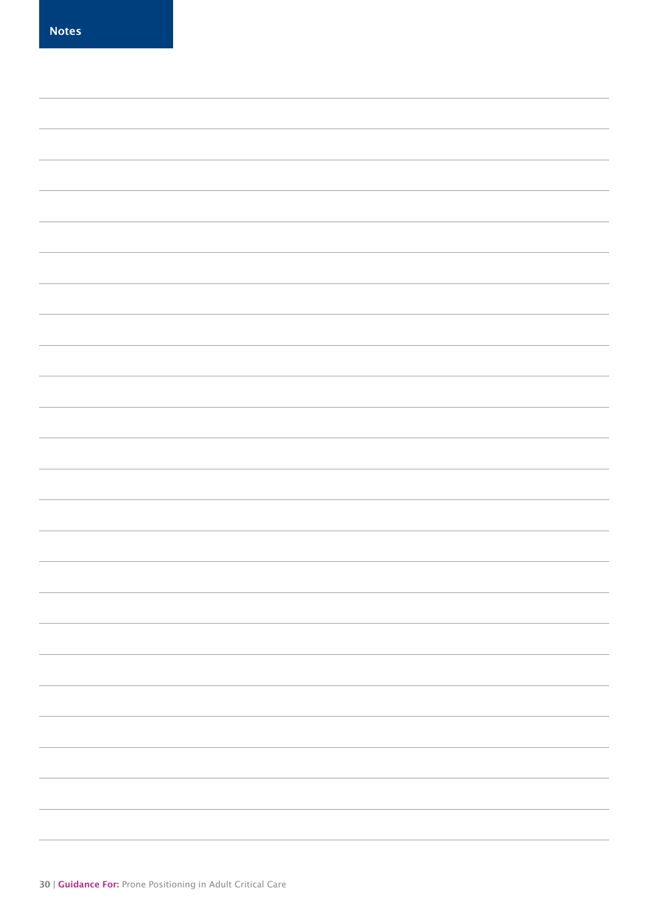## Notes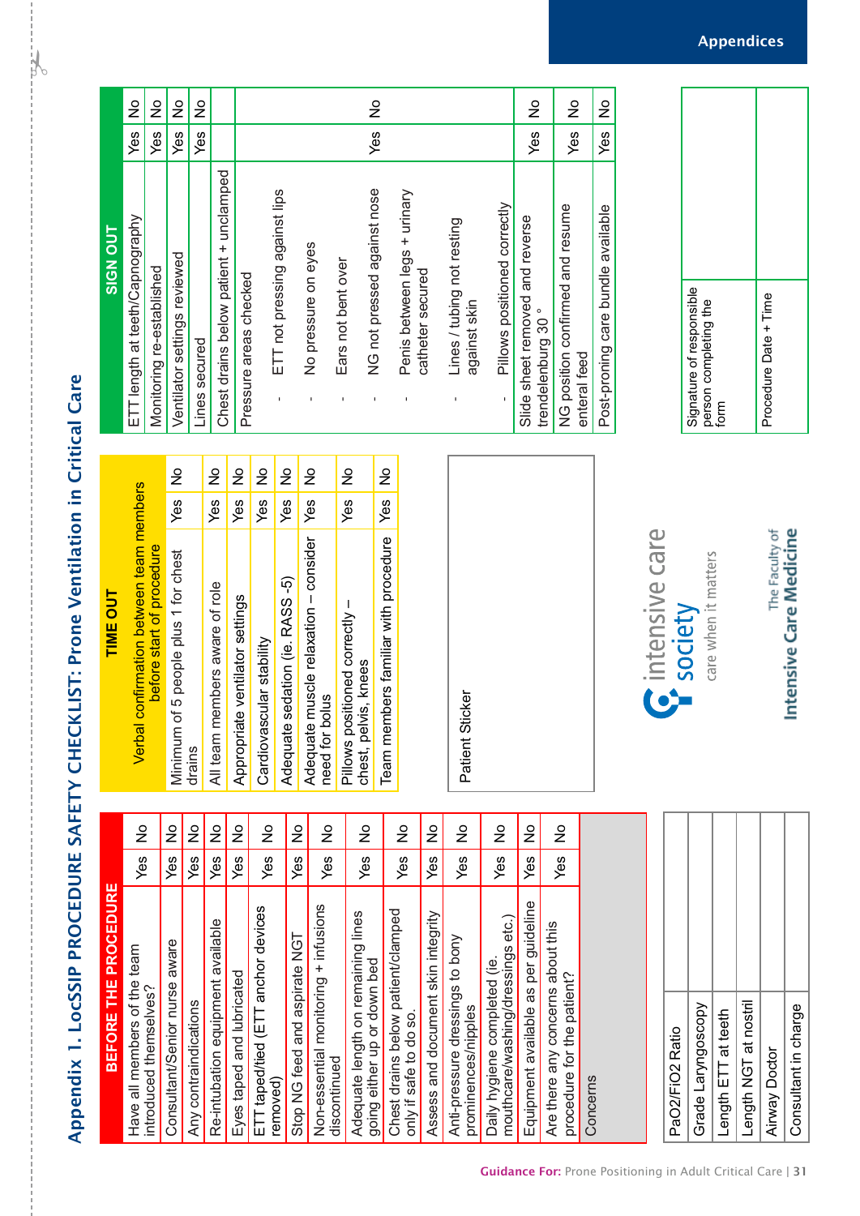# Appendix 1. LocSSIP PROCEDURE SAFETY CHECKLIST: Prone Ventilation in Critical Care

| BEFORE THE PROCEDURE | | |
|---|---|---|
| Have all members of the team introduced themselves? | Yes | No |
| Consultant/Senior nurse aware | Yes | No |
| Any contraindications | Yes | No |
| Re-intubation equipment available | Yes | No |
| Eyes taped and lubricated | Yes | No |
| ETT taped/tied (ETT anchor devices removed) | Yes | No |
| Stop NG feed and aspirate NGT | Yes | No |
| Non-essential monitoring + infusions discontinued | Yes | No |
| Adequate length on remaining lines going either up or down bed | Yes | No |
| Chest drains below patient/clamped only if safe to do so. | Yes | No |
| Assess and document skin integrity | Yes | No |
| Anti-pressure dressings to bony prominences/nipples | Yes | No |
| Daily hygiene completed (ie. mouthcare/washing/dressings etc.) | Yes | No |
| Equipment available as per guideline | Yes | No |
| Are there any concerns about this procedure for the patient? | Yes | No |
| Concerns | | |

| | |
|---|---|
| PaO2/FiO2 Ratio | |
| Grade Laryngoscopy | |
| Length ETT at teeth | |
| Length NGT at nostril | |
| Airway Doctor | |
| Consultant in charge | |

| TIME OUT | | |
|---|---|---|
| Verbal confirmation between team members before start of procedure | | |
| Minimum of 5 people plus 1 for chest drains | Yes | No |
| All team members aware of role | Yes | No |
| Appropriate ventilator settings | Yes | No |
| Cardiovascular stability | Yes | No |
| Adequate sedation (ie. RASS -5) | Yes | No |
| Adequate muscle relaxation – consider need for bolus | Yes | No |
| Pillows positioned correctly – chest, pelvis, knees | Yes | No |
| Team members familiar with procedure | Yes | No |

| Patient Sticker |
|---|
| |

| SIGN OUT | | |
|---|---|---|
| ETT length at teeth/Capnography | Yes | No |
| Monitoring re-established | Yes | No |
| Ventilator settings reviewed | Yes | No |
| Lines secured | Yes | No |
| Chest drains below patient + unclamped | | |
| Pressure areas checked<br>- ETT not pressing against lips<br>- No pressure on eyes<br>- Ears not bent over<br>- NG not pressed against nose<br>- Penis between legs + urinary catheter secured<br>- Lines / tubing not resting against skin<br>- Pillows positioned correctly | Yes | No |
| Slide sheet removed and reverse trendelenburg 30 ° | Yes | No |
| NG position confirmed and resume enteral feed | Yes | No |
| Post-proning care bundle available | Yes | No |

| | |
|---|---|
| Signature of responsible person completing the form | |
| Procedure Date + Time | |

intensive care society — care when it matters

The Faculty of Intensive Care Medicine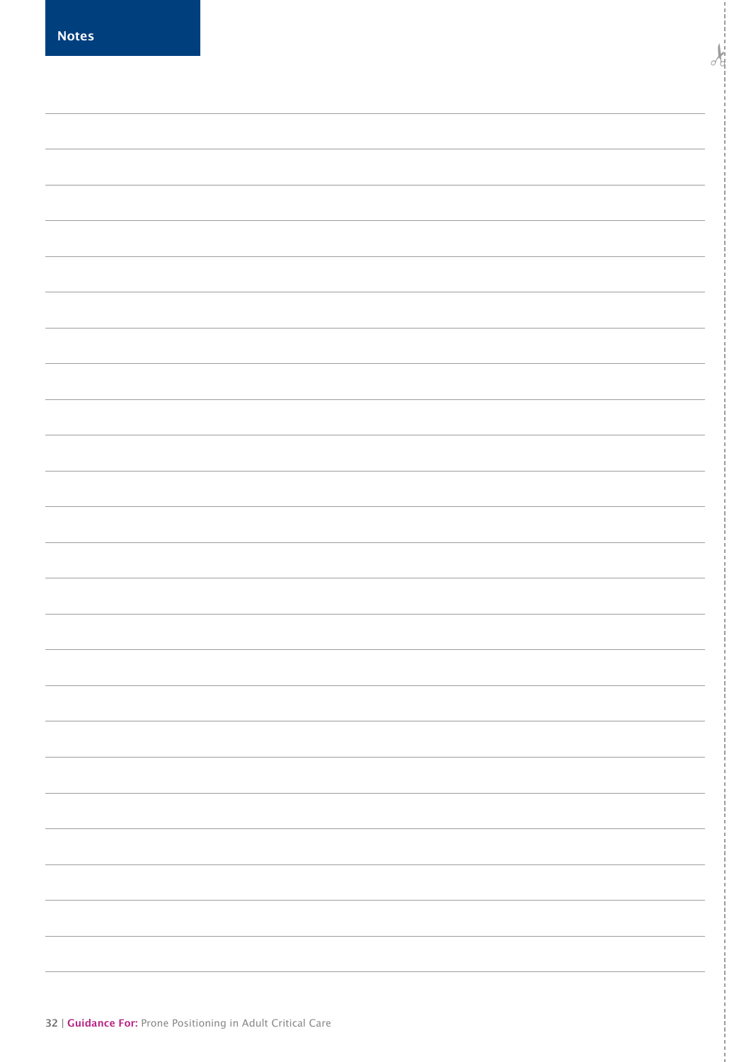# Notes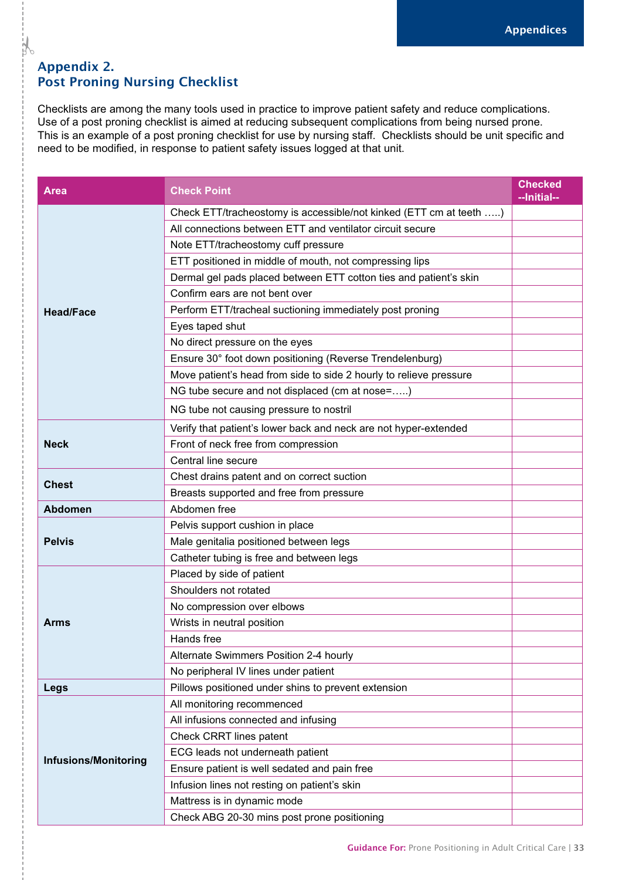## Appendix 2.
## Post Proning Nursing Checklist

Checklists are among the many tools used in practice to improve patient safety and reduce complications. Use of a post proning checklist is aimed at reducing subsequent complications from being nursed prone. This is an example of a post proning checklist for use by nursing staff. Checklists should be unit specific and need to be modified, in response to patient safety issues logged at that unit.

| Area | Check Point | Checked --Initial-- |
|---|---|---|
| Head/Face | Check ETT/tracheostomy is accessible/not kinked (ETT cm at teeth …..) | |
| | All connections between ETT and ventilator circuit secure | |
| | Note ETT/tracheostomy cuff pressure | |
| | ETT positioned in middle of mouth, not compressing lips | |
| | Dermal gel pads placed between ETT cotton ties and patient's skin | |
| | Confirm ears are not bent over | |
| | Perform ETT/tracheal suctioning immediately post proning | |
| | Eyes taped shut | |
| | No direct pressure on the eyes | |
| | Ensure 30° foot down positioning (Reverse Trendelenburg) | |
| | Move patient's head from side to side 2 hourly to relieve pressure | |
| | NG tube secure and not displaced (cm at nose=…..) | |
| | NG tube not causing pressure to nostril | |
| Neck | Verify that patient's lower back and neck are not hyper-extended | |
| | Front of neck free from compression | |
| | Central line secure | |
| Chest | Chest drains patent and on correct suction | |
| | Breasts supported and free from pressure | |
| Abdomen | Abdomen free | |
| Pelvis | Pelvis support cushion in place | |
| | Male genitalia positioned between legs | |
| | Catheter tubing is free and between legs | |
| Arms | Placed by side of patient | |
| | Shoulders not rotated | |
| | No compression over elbows | |
| | Wrists in neutral position | |
| | Hands free | |
| | Alternate Swimmers Position 2-4 hourly | |
| | No peripheral IV lines under patient | |
| Legs | Pillows positioned under shins to prevent extension | |
| Infusions/Monitoring | All monitoring recommenced | |
| | All infusions connected and infusing | |
| | Check CRRT lines patent | |
| | ECG leads not underneath patient | |
| | Ensure patient is well sedated and pain free | |
| | Infusion lines not resting on patient's skin | |
| | Mattress is in dynamic mode | |
| | Check ABG 20-30 mins post prone positioning | |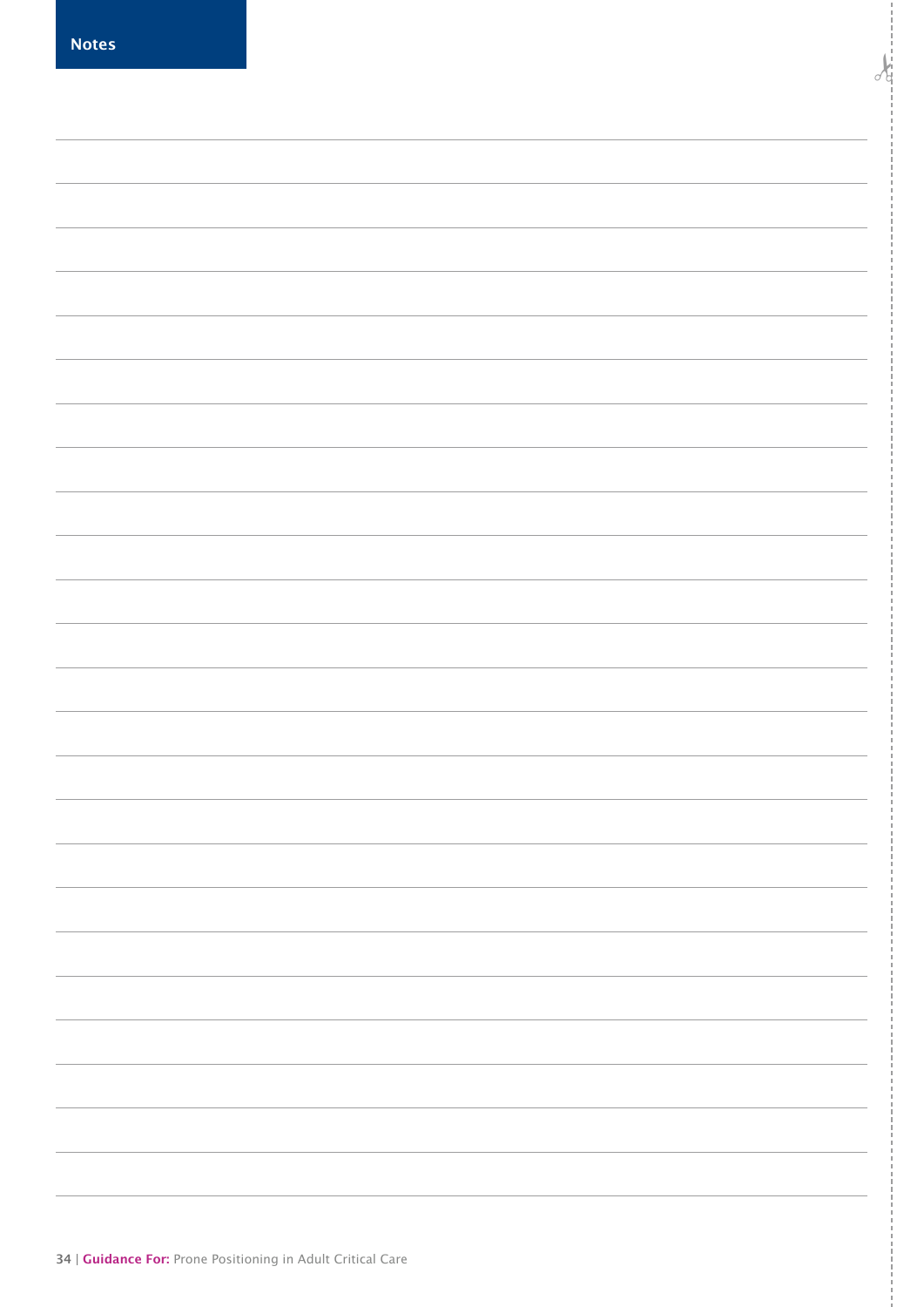## Notes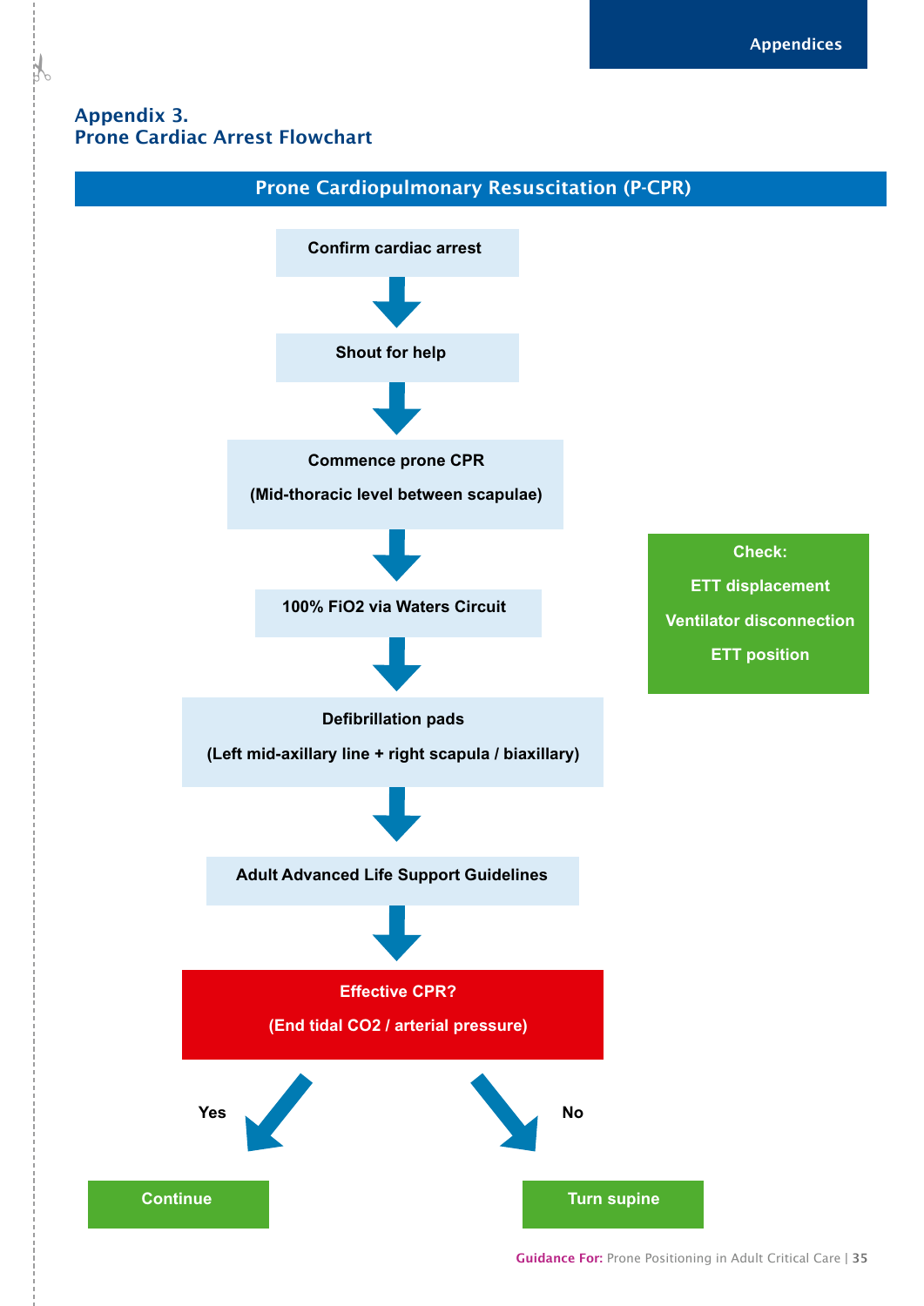## Appendix 3.
## Prone Cardiac Arrest Flowchart

### Prone Cardiopulmonary Resuscitation (P-CPR)

**Confirm cardiac arrest**

↓

**Shout for help**

↓

**Commence prone CPR**

**(Mid-thoracic level between scapulae)**

↓

**100% FiO2 via Waters Circuit**

↓

**Defibrillation pads**

**(Left mid-axillary line + right scapula / biaxillary)**

↓

**Adult Advanced Life Support Guidelines**

↓

**Effective CPR?**

**(End tidal CO2 / arterial pressure)**

- **Yes** → **Continue**
- **No** → **Turn supine**

**Check:**

**ETT displacement**

**Ventilator disconnection**

**ETT position**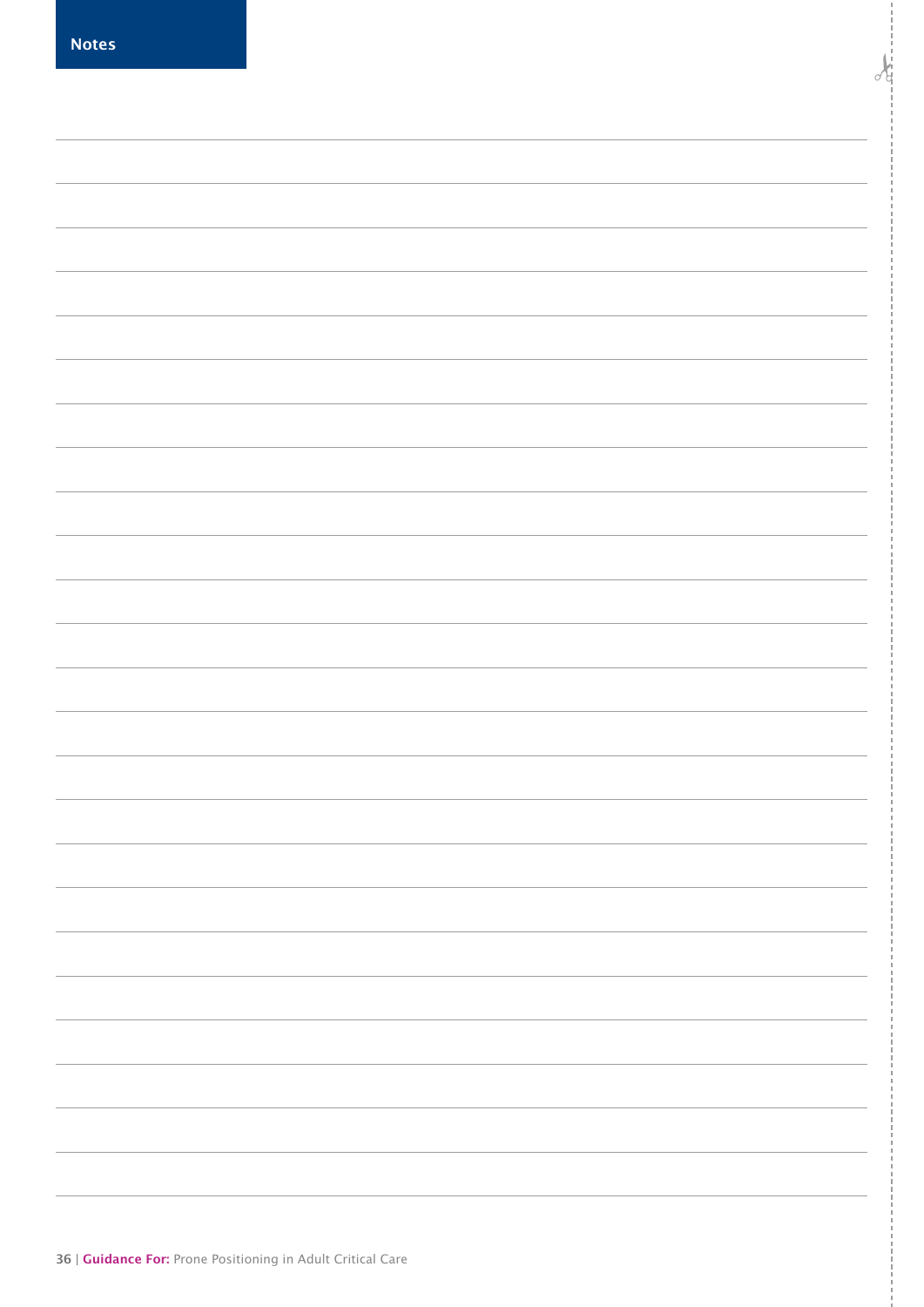# Notes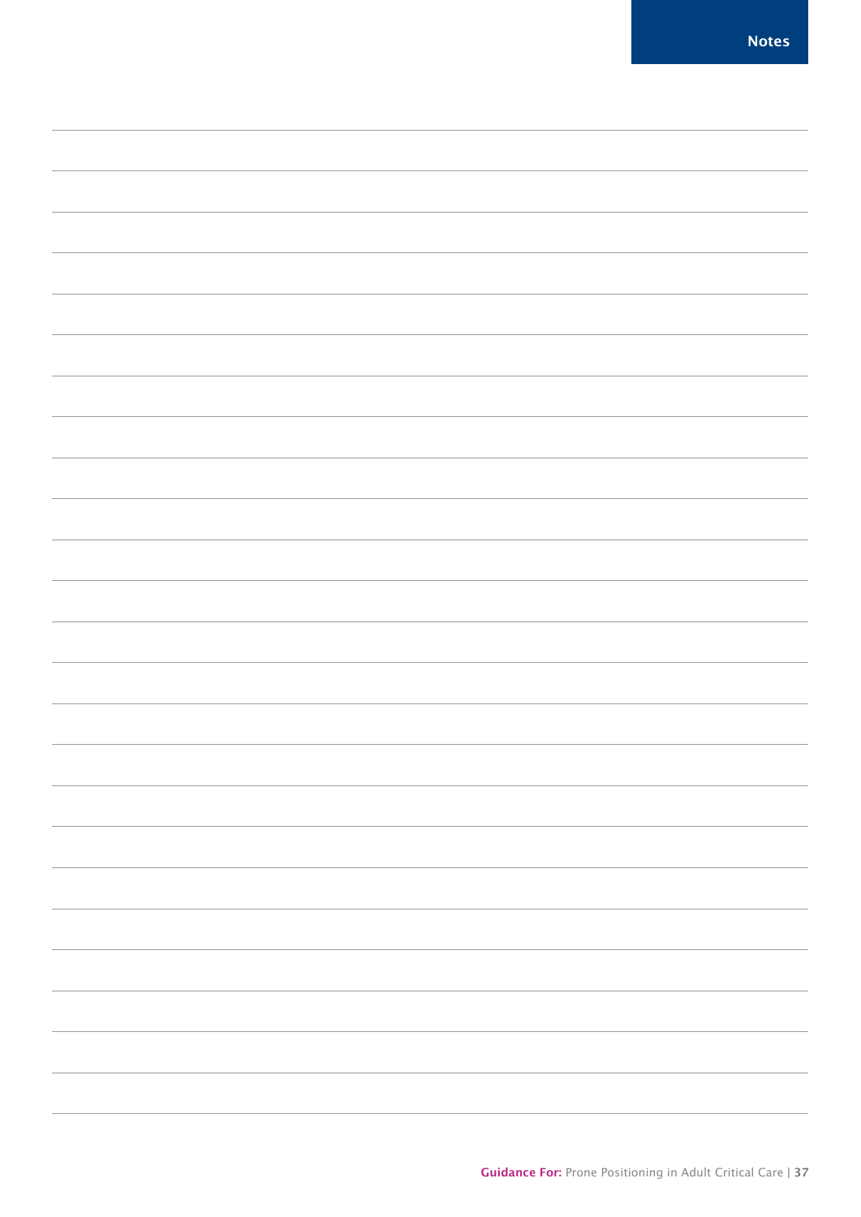# Notes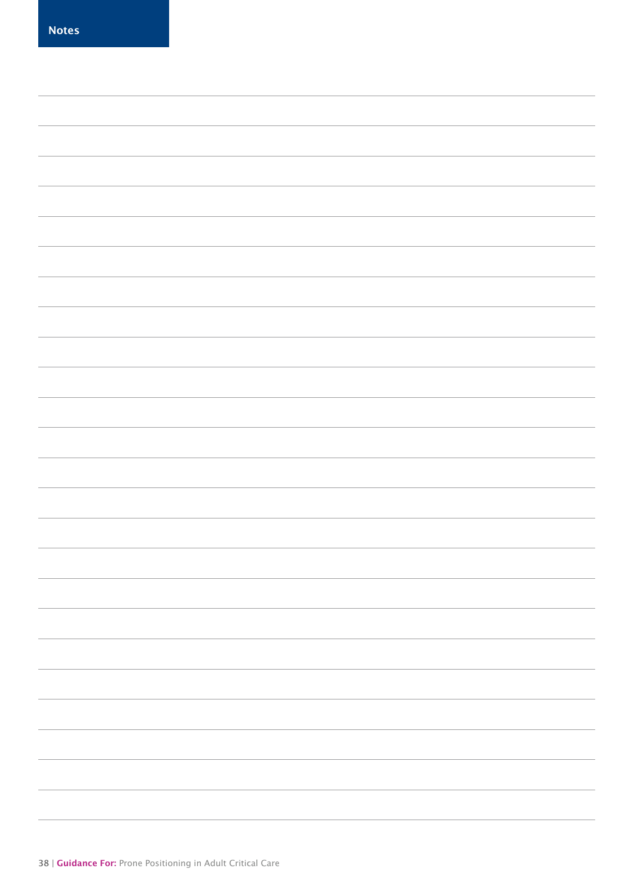## Notes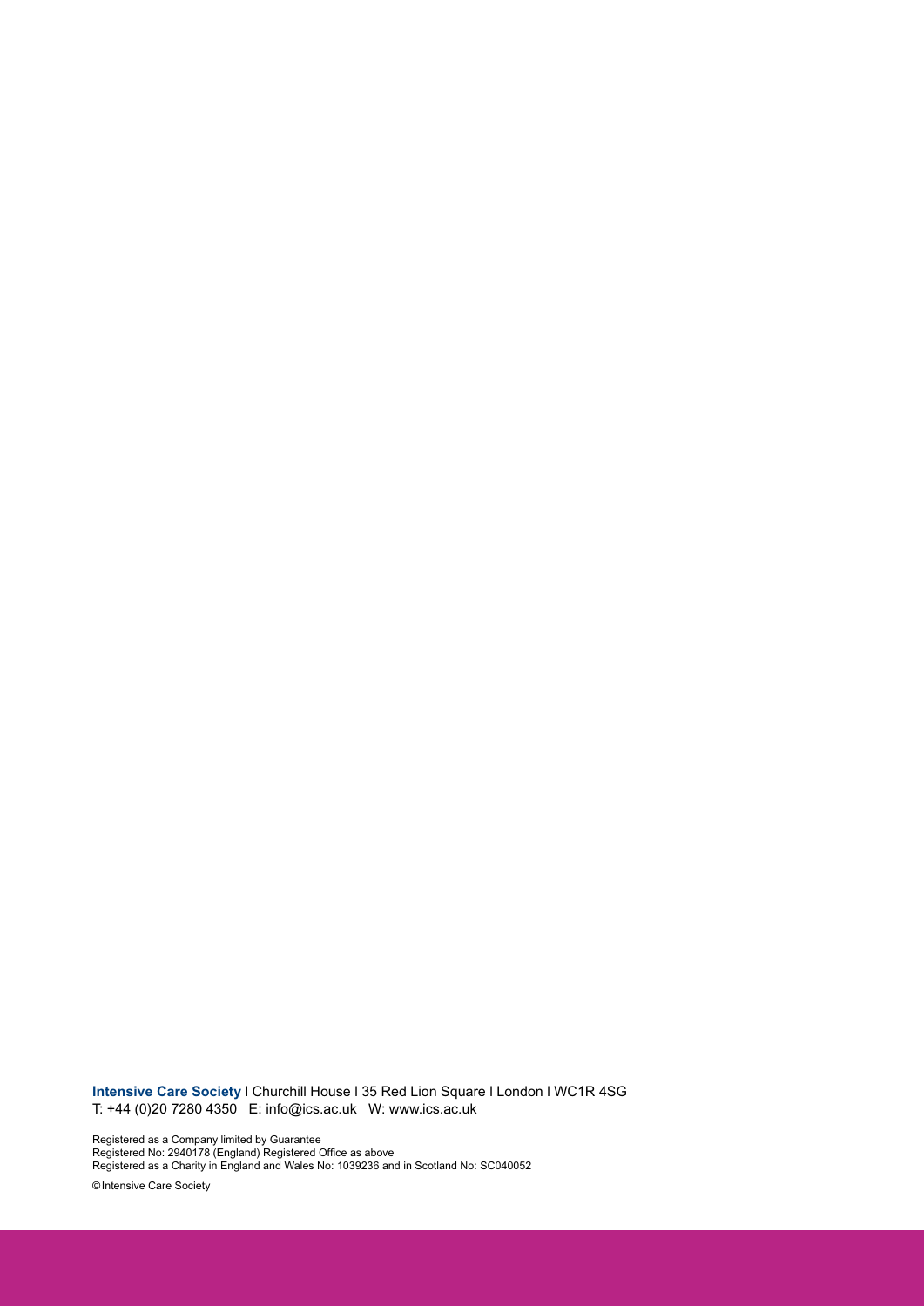**Intensive Care Society** | Churchill House | 35 Red Lion Square | London | WC1R 4SG
T: +44 (0)20 7280 4350 E: info@ics.ac.uk W: www.ics.ac.uk

Registered as a Company limited by Guarantee
Registered No: 2940178 (England) Registered Office as above
Registered as a Charity in England and Wales No: 1039236 and in Scotland No: SC040052

© Intensive Care Society